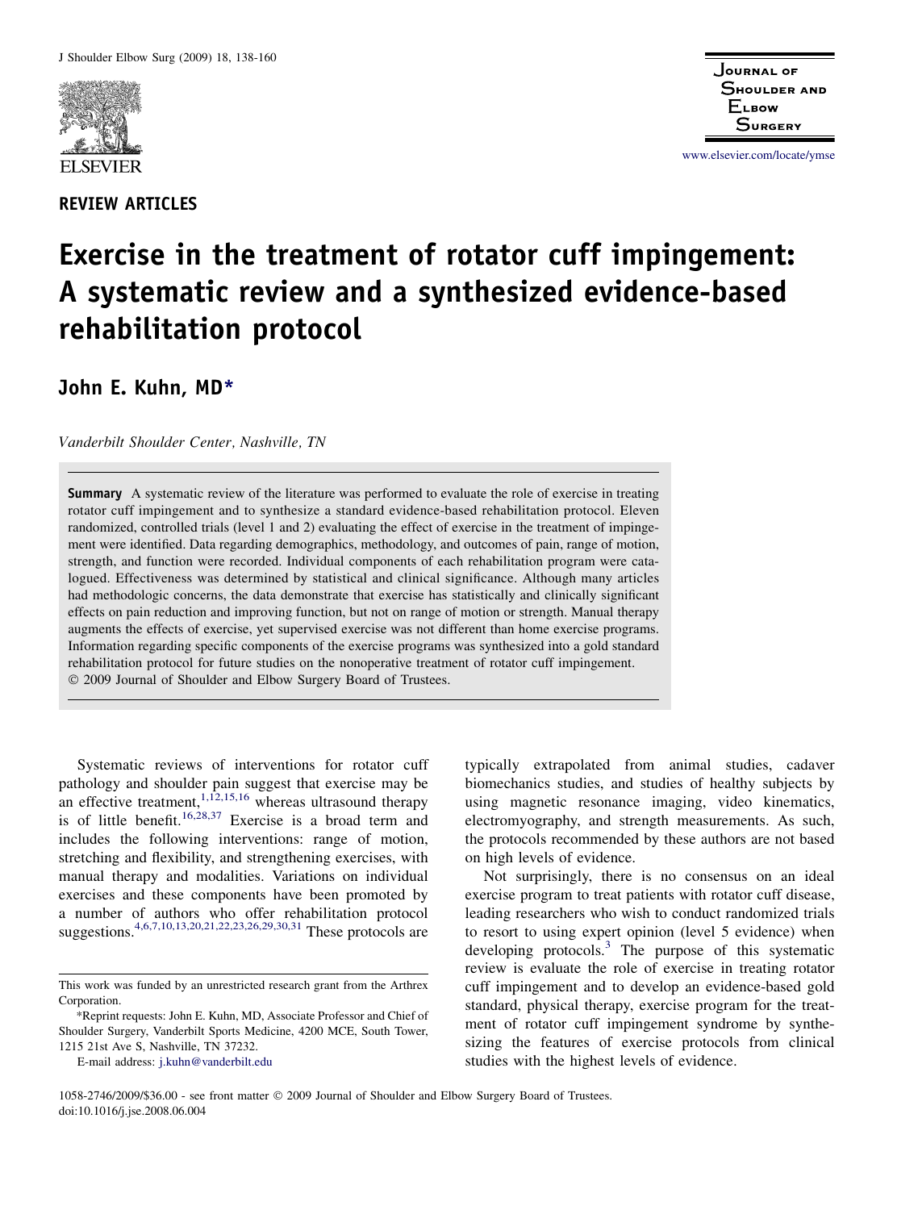REVIEW ARTICLES

# Exercise in the treatment of rotator cuff impingement: A systematic review and a synthesized evidence-based rehabilitation protocol

**John E. Kuhn, MD***

*Vanderbilt Shoulder Center, Nashville, TN*

**Summary** A systematic review of the literature was performed to evaluate the role of exercise in treating rotator cuff impingement and to synthesize a standard evidence-based rehabilitation protocol. Eleven randomized, controlled trials (level 1 and 2) evaluating the effect of exercise in the treatment of impingement were identified. Data regarding demographics, methodology, and outcomes of pain, range of motion, strength, and function were recorded. Individual components of each rehabilitation program were catalogued. Effectiveness was determined by statistical and clinical significance. Although many articles had methodologic concerns, the data demonstrate that exercise has statistically and clinically significant effects on pain reduction and improving function, but not on range of motion or strength. Manual therapy augments the effects of exercise, yet supervised exercise was not different than home exercise programs. Information regarding specific components of the exercise programs was synthesized into a gold standard rehabilitation protocol for future studies on the nonoperative treatment of rotator cuff impingement.
© 2009 Journal of Shoulder and Elbow Surgery Board of Trustees.

Systematic reviews of interventions for rotator cuff pathology and shoulder pain suggest that exercise may be an effective treatment,[1,12,15,16] whereas ultrasound therapy is of little benefit.[16,28,37] Exercise is a broad term and includes the following interventions: range of motion, stretching and flexibility, and strengthening exercises, with manual therapy and modalities. Variations on individual exercises and these components have been promoted by a number of authors who offer rehabilitation protocol suggestions.[4,6,7,10,13,20,21,22,23,26,29,30,31] These protocols are typically extrapolated from animal studies, cadaver biomechanics studies, and studies of healthy subjects by using magnetic resonance imaging, video kinematics, electromyography, and strength measurements. As such, the protocols recommended by these authors are not based on high levels of evidence.

Not surprisingly, there is no consensus on an ideal exercise program to treat patients with rotator cuff disease, leading researchers who wish to conduct randomized trials to resort to using expert opinion (level 5 evidence) when developing protocols.[3] The purpose of this systematic review is evaluate the role of exercise in treating rotator cuff impingement and to develop an evidence-based gold standard, physical therapy, exercise program for the treatment of rotator cuff impingement syndrome by synthesizing the features of exercise protocols from clinical studies with the highest levels of evidence.

This work was funded by an unrestricted research grant from the Arthrex Corporation.

*Reprint requests: John E. Kuhn, MD, Associate Professor and Chief of Shoulder Surgery, Vanderbilt Sports Medicine, 4200 MCE, South Tower, 1215 21st Ave S, Nashville, TN 37232.

E-mail address: j.kuhn@vanderbilt.edu

1058-2746/2009/$36.00 - see front matter © 2009 Journal of Shoulder and Elbow Surgery Board of Trustees.
doi:10.1016/j.jse.2008.06.004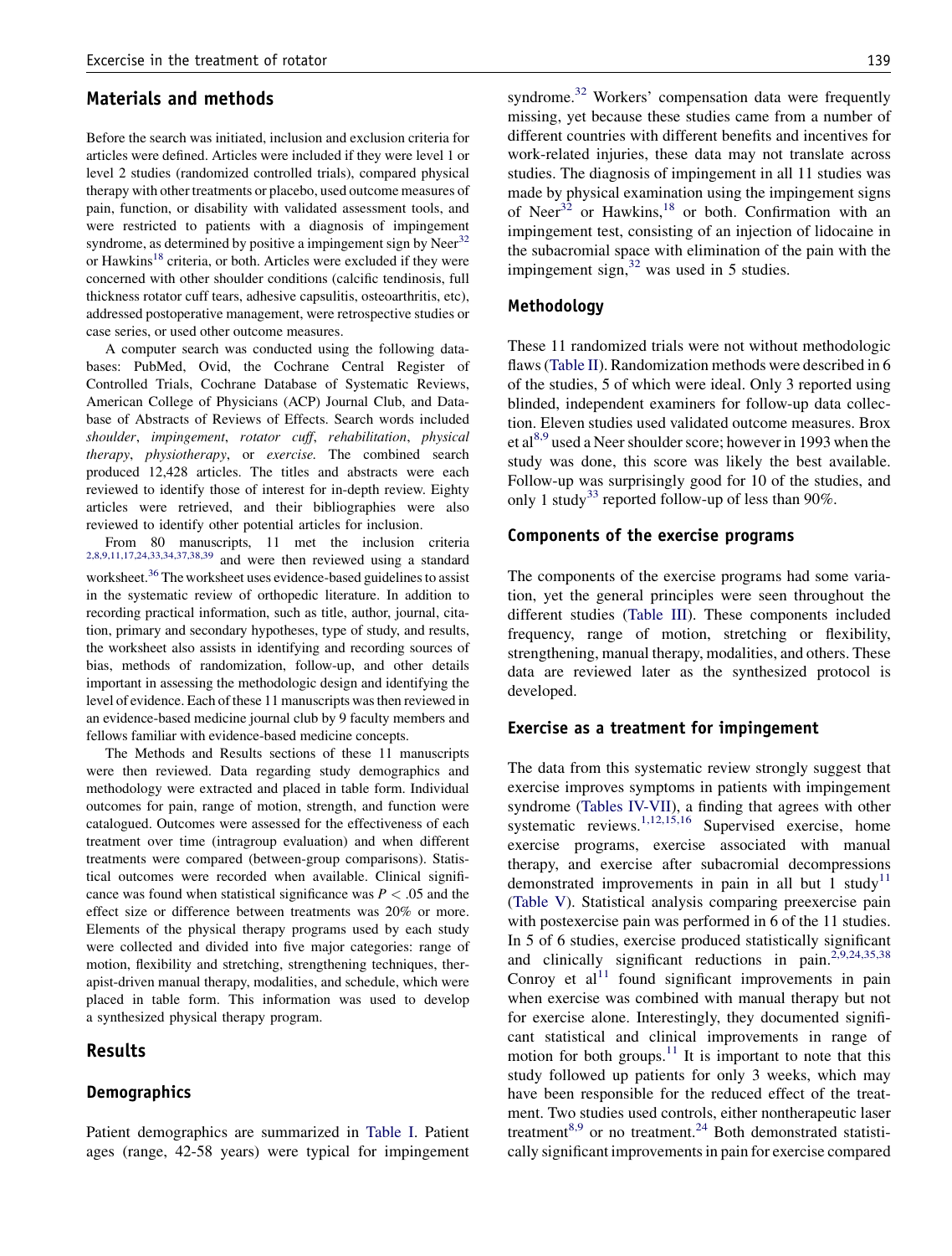## Materials and methods

Before the search was initiated, inclusion and exclusion criteria for articles were defined. Articles were included if they were level 1 or level 2 studies (randomized controlled trials), compared physical therapy with other treatments or placebo, used outcome measures of pain, function, or disability with validated assessment tools, and were restricted to patients with a diagnosis of impingement syndrome, as determined by positive a impingement sign by Neer[32] or Hawkins[18] criteria, or both. Articles were excluded if they were concerned with other shoulder conditions (calcific tendinosis, full thickness rotator cuff tears, adhesive capsulitis, osteoarthritis, etc), addressed postoperative management, were retrospective studies or case series, or used other outcome measures.

A computer search was conducted using the following databases: PubMed, Ovid, the Cochrane Central Register of Controlled Trials, Cochrane Database of Systematic Reviews, American College of Physicians (ACP) Journal Club, and Database of Abstracts of Reviews of Effects. Search words included *shoulder*, *impingement*, *rotator cuff*, *rehabilitation*, *physical therapy*, *physiotherapy*, or *exercise*. The combined search produced 12,428 articles. The titles and abstracts were each reviewed to identify those of interest for in-depth review. Eighty articles were retrieved, and their bibliographies were also reviewed to identify other potential articles for inclusion.

From 80 manuscripts, 11 met the inclusion criteria [2,8,9,11,17,24,33,34,37,38,39] and were then reviewed using a standard worksheet.[36] The worksheet uses evidence-based guidelines to assist in the systematic review of orthopedic literature. In addition to recording practical information, such as title, author, journal, citation, primary and secondary hypotheses, type of study, and results, the worksheet also assists in identifying and recording sources of bias, methods of randomization, follow-up, and other details important in assessing the methodologic design and identifying the level of evidence. Each of these 11 manuscripts was then reviewed in an evidence-based medicine journal club by 9 faculty members and fellows familiar with evidence-based medicine concepts.

The Methods and Results sections of these 11 manuscripts were then reviewed. Data regarding study demographics and methodology were extracted and placed in table form. Individual outcomes for pain, range of motion, strength, and function were catalogued. Outcomes were assessed for the effectiveness of each treatment over time (intragroup evaluation) and when different treatments were compared (between-group comparisons). Statistical outcomes were recorded when available. Clinical significance was found when statistical significance was $P < .05$ and the effect size or difference between treatments was 20% or more. Elements of the physical therapy programs used by each study were collected and divided into five major categories: range of motion, flexibility and stretching, strengthening techniques, therapist-driven manual therapy, modalities, and schedule, which were placed in table form. This information was used to develop a synthesized physical therapy program.

## Results

### Demographics

Patient demographics are summarized in Table I. Patient ages (range, 42-58 years) were typical for impingement syndrome.[32] Workers' compensation data were frequently missing, yet because these studies came from a number of different countries with different benefits and incentives for work-related injuries, these data may not translate across studies. The diagnosis of impingement in all 11 studies was made by physical examination using the impingement signs of Neer[32] or Hawkins,[18] or both. Confirmation with an impingement test, consisting of an injection of lidocaine in the subacromial space with elimination of the pain with the impingement sign,[32] was used in 5 studies.

### Methodology

These 11 randomized trials were not without methodologic flaws (Table II). Randomization methods were described in 6 of the studies, 5 of which were ideal. Only 3 reported using blinded, independent examiners for follow-up data collection. Eleven studies used validated outcome measures. Brox et al[8,9] used a Neer shoulder score; however in 1993 when the study was done, this score was likely the best available. Follow-up was surprisingly good for 10 of the studies, and only 1 study[33] reported follow-up of less than 90%.

### Components of the exercise programs

The components of the exercise programs had some variation, yet the general principles were seen throughout the different studies (Table III). These components included frequency, range of motion, stretching or flexibility, strengthening, manual therapy, modalities, and others. These data are reviewed later as the synthesized protocol is developed.

### Exercise as a treatment for impingement

The data from this systematic review strongly suggest that exercise improves symptoms in patients with impingement syndrome (Tables IV-VII), a finding that agrees with other systematic reviews.[1,12,15,16] Supervised exercise, home exercise programs, exercise associated with manual therapy, and exercise after subacromial decompressions demonstrated improvements in pain in all but 1 study[11] (Table V). Statistical analysis comparing preexercise pain with postexercise pain was performed in 6 of the 11 studies. In 5 of 6 studies, exercise produced statistically significant and clinically significant reductions in pain.[2,9,24,35,38] Conroy et al[11] found significant improvements in pain when exercise was combined with manual therapy but not for exercise alone. Interestingly, they documented significant statistical and clinical improvements in range of motion for both groups.[11] It is important to note that this study followed up patients for only 3 weeks, which may have been responsible for the reduced effect of the treatment. Two studies used controls, either nontherapeutic laser treatment[8,9] or no treatment.[24] Both demonstrated statistically significant improvements in pain for exercise compared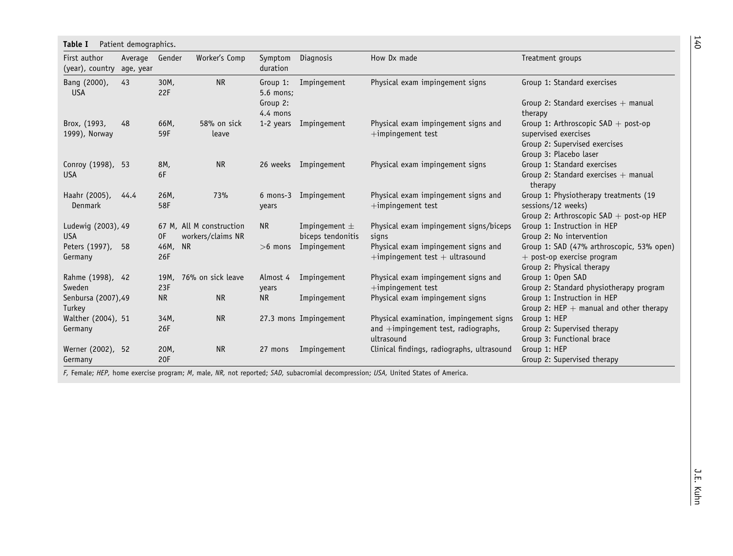**Table I** Patient demographics.

| First author (year), country | Average age, year | Gender | Worker's Comp | Symptom duration | Diagnosis | How Dx made | Treatment groups |
|---|---|---|---|---|---|---|---|
| Bang (2000), USA | 43 | 30M, 22F | NR | Group 1: 5.6 mons; Group 2: 4.4 mons | Impingement | Physical exam impingement signs | Group 1: Standard exercises<br>Group 2: Standard exercises + manual therapy |
| Brox, (1993, 1999), Norway | 48 | 66M, 59F | 58% on sick leave | 1-2 years | Impingement | Physical exam impingement signs and +impingement test | Group 1: Arthroscopic SAD + post-op supervised exercises<br>Group 2: Supervised exercises<br>Group 3: Placebo laser |
| Conroy (1998), USA | 53 | 8M, 6F | NR | 26 weeks | Impingement | Physical exam impingement signs | Group 1: Standard exercises<br>Group 2: Standard exercises + manual therapy |
| Haahr (2005), Denmark | 44.4 | 26M, 58F | 73% | 6 mons-3 years | Impingement | Physical exam impingement signs and +impingement test | Group 1: Physiotherapy treatments (19 sessions/12 weeks)<br>Group 2: Arthroscopic SAD + post-op HEP |
| Ludewig (2003), USA | 49 | 67 M, 0F | All M construction workers/claims NR | NR | Impingement ± biceps tendonitis | Physical exam impingement signs/biceps signs | Group 1: Instruction in HEP<br>Group 2: No intervention |
| Peters (1997), Germany | 58 | 46M, 26F | NR | >6 mons | Impingement | Physical exam impingement signs and +impingement test + ultrasound | Group 1: SAD (47% arthroscopic, 53% open) + post-op exercise program<br>Group 2: Physical therapy |
| Rahme (1998), Sweden | 42 | 19M, 23F | 76% on sick leave | Almost 4 years | Impingement | Physical exam impingement signs and +impingement test | Group 1: Open SAD<br>Group 2: Standard physiotherapy program |
| Senbursa (2007), Turkey | 49 | NR | NR | NR | Impingement | Physical exam impingement signs | Group 1: Instruction in HEP<br>Group 2: HEP + manual and other therapy |
| Walther (2004), Germany | 51 | 34M, 26F | NR | 27.3 mons | Impingement | Physical examination, impingement signs and +impingement test, radiographs, ultrasound | Group 1: HEP<br>Group 2: Supervised therapy<br>Group 3: Functional brace |
| Werner (2002), Germany | 52 | 20M, 20F | NR | 27 mons | Impingement | Clinical findings, radiographs, ultrasound | Group 1: HEP<br>Group 2: Supervised therapy |

*F*, Female; *HEP*, home exercise program; *M*, male, *NR*, not reported; *SAD*, subacromial decompression; *USA*, United States of America.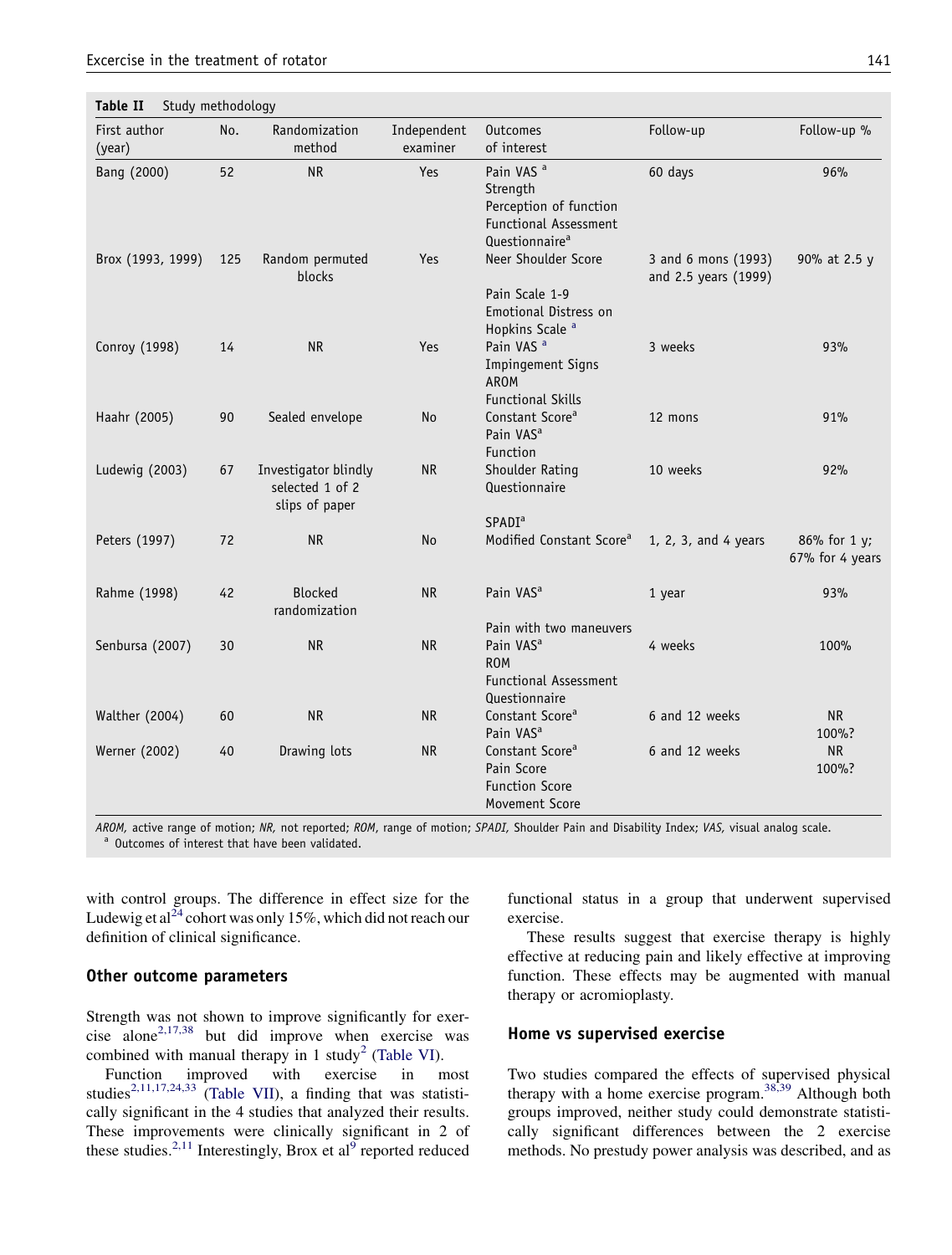**Table II** Study methodology

| First author (year) | No. | Randomization method | Independent examiner | Outcomes of interest | Follow-up | Follow-up % |
|---|---|---|---|---|---|---|
| Bang (2000) | 52 | NR | Yes | Pain VAS [a] Strength Perception of function Functional Assessment Questionnaire[a] | 60 days | 96% |
| Brox (1993, 1999) | 125 | Random permuted blocks | Yes | Neer Shoulder Score Pain Scale 1-9 Emotional Distress on Hopkins Scale [a] | 3 and 6 mons (1993) and 2.5 years (1999) | 90% at 2.5 y |
| Conroy (1998) | 14 | NR | Yes | Pain VAS [a] Impingement Signs AROM Functional Skills | 3 weeks | 93% |
| Haahr (2005) | 90 | Sealed envelope | No | Constant Score[a] Pain VAS[a] Function | 12 mons | 91% |
| Ludewig (2003) | 67 | Investigator blindly selected 1 of 2 slips of paper | NR | Shoulder Rating Questionnaire SPADI[a] | 10 weeks | 92% |
| Peters (1997) | 72 | NR | No | Modified Constant Score[a] | 1, 2, 3, and 4 years | 86% for 1 y; 67% for 4 years |
| Rahme (1998) | 42 | Blocked randomization | NR | Pain VAS[a] Pain with two maneuvers | 1 year | 93% |
| Senbursa (2007) | 30 | NR | NR | Pain VAS[a] ROM Functional Assessment Questionnaire | 4 weeks | 100% |
| Walther (2004) | 60 | NR | NR | Constant Score[a] Pain VAS[a] | 6 and 12 weeks | NR 100%? |
| Werner (2002) | 40 | Drawing lots | NR | Constant Score[a] Pain Score Function Score Movement Score | 6 and 12 weeks | NR 100%? |

*AROM*, active range of motion; *NR*, not reported; *ROM*, range of motion; *SPADI*, Shoulder Pain and Disability Index; *VAS*, visual analog scale.
[a] Outcomes of interest that have been validated.

with control groups. The difference in effect size for the Ludewig et al[24] cohort was only 15%, which did not reach our definition of clinical significance.

### Other outcome parameters

Strength was not shown to improve significantly for exercise alone[2,17,38] but did improve when exercise was combined with manual therapy in 1 study[2] (Table VI).

Function improved with exercise in most studies[2,11,17,24,33] (Table VII), a finding that was statistically significant in the 4 studies that analyzed their results. These improvements were clinically significant in 2 of these studies.[2,11] Interestingly, Brox et al[9] reported reduced functional status in a group that underwent supervised exercise.

These results suggest that exercise therapy is highly effective at reducing pain and likely effective at improving function. These effects may be augmented with manual therapy or acromioplasty.

### Home vs supervised exercise

Two studies compared the effects of supervised physical therapy with a home exercise program.[38,39] Although both groups improved, neither study could demonstrate statistically significant differences between the 2 exercise methods. No prestudy power analysis was described, and as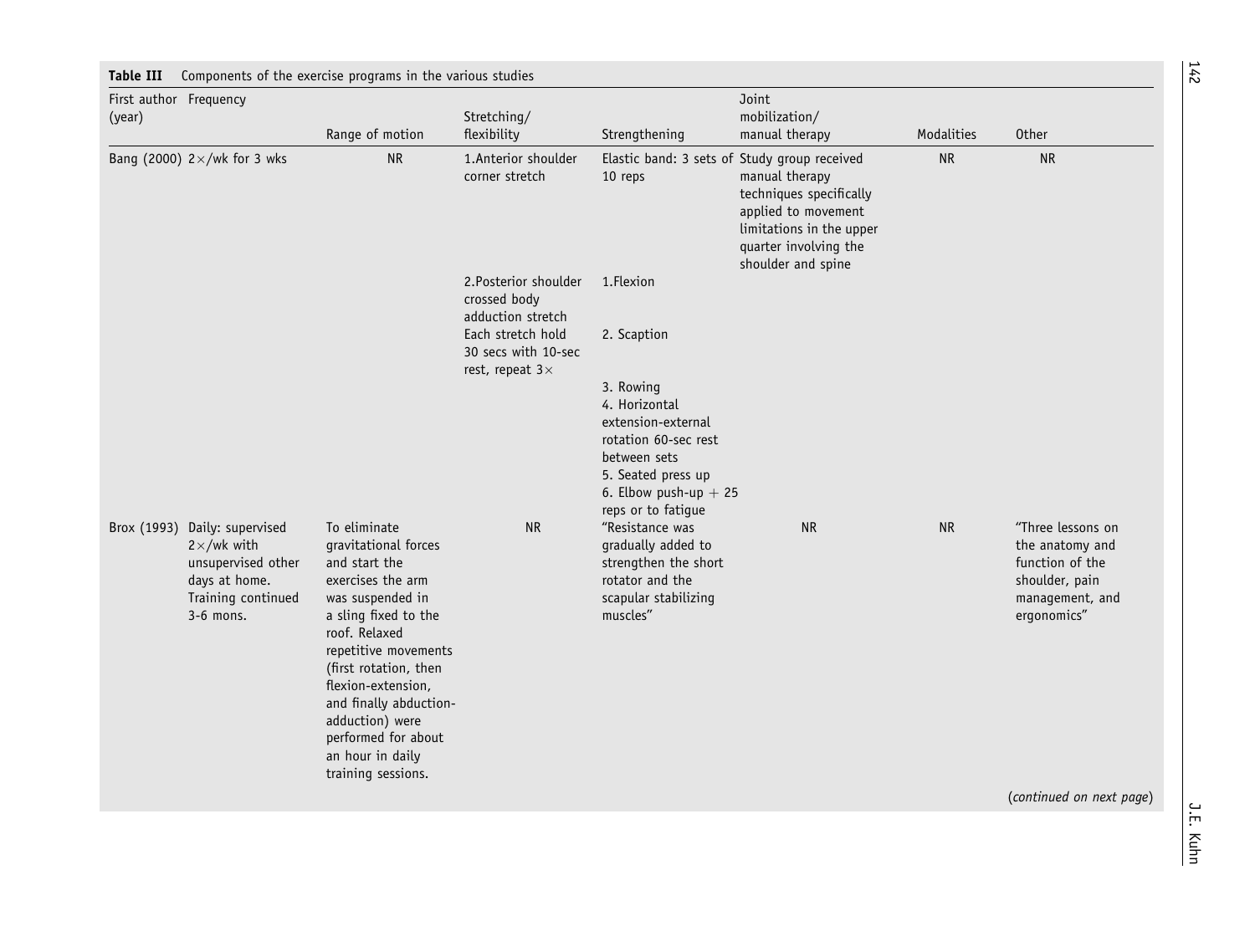**Table III** Components of the exercise programs in the various studies

| First author (year) | Frequency | Range of motion | Stretching/ flexibility | Strengthening | Joint mobilization/ manual therapy | Modalities | Other |
|---|---|---|---|---|---|---|---|
| Bang (2000) | 2×/wk for 3 wks | NR | 1.Anterior shoulder corner stretch<br>2.Posterior shoulder crossed body adduction stretch<br>Each stretch hold 30 secs with 10-sec rest, repeat 3× | Elastic band: 3 sets of 10 reps<br>1.Flexion<br>2. Scaption<br>3. Rowing<br>4. Horizontal extension-external rotation 60-sec rest between sets<br>5. Seated press up<br>6. Elbow push-up + 25 reps or to fatigue | Study group received manual therapy techniques specifically applied to movement limitations in the upper quarter involving the shoulder and spine | NR | NR |
| Brox (1993) | Daily: supervised 2×/wk with unsupervised other days at home. Training continued 3-6 mons. | To eliminate gravitational forces and start the exercises the arm was suspended in a sling fixed to the roof. Relaxed repetitive movements (first rotation, then flexion-extension, and finally abduction-adduction) were performed for about an hour in daily training sessions. | NR | "Resistance was gradually added to strengthen the short rotator and the scapular stabilizing muscles" | NR | NR | "Three lessons on the anatomy and function of the shoulder, pain management, and ergonomics" |

(*continued on next page*)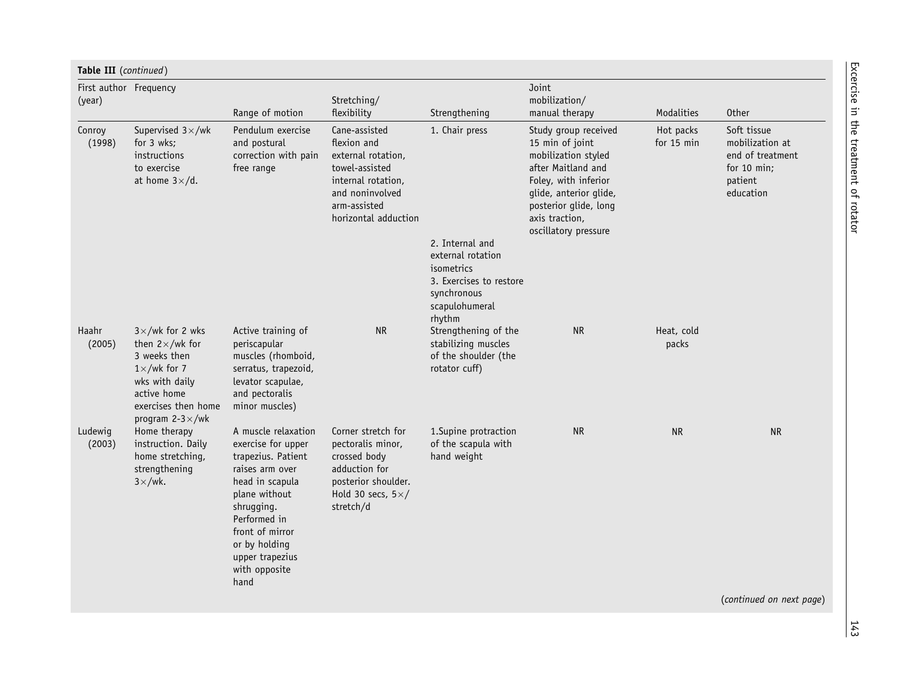**Table III** (*continued*)

| First author (year) | Frequency | Range of motion | Stretching/ flexibility | Strengthening | Joint mobilization/ manual therapy | Modalities | Other |
|---|---|---|---|---|---|---|---|
| Conroy (1998) | Supervised 3×/wk for 3 wks; instructions to exercise at home 3×/d. | Pendulum exercise and postural correction with pain free range | Cane-assisted flexion and external rotation, towel-assisted internal rotation, and noninvolved arm-assisted horizontal adduction | 1. Chair press 2. Internal and external rotation isometrics 3. Exercises to restore synchronous scapulohumeral rhythm | Study group received 15 min of joint mobilization styled after Maitland and Foley, with inferior glide, anterior glide, posterior glide, long axis traction, oscillatory pressure | Hot packs for 15 min | Soft tissue mobilization at end of treatment for 10 min; patient education |
| Haahr (2005) | 3×/wk for 2 wks then 2×/wk for 3 weeks then 1×/wk for 7 wks with daily active home exercises then home program 2-3×/wk | Active training of periscapular muscles (rhomboid, serratus, trapezoid, levator scapulae, and pectoralis minor muscles) | NR | Strengthening of the stabilizing muscles of the shoulder (the rotator cuff) | NR | Heat, cold packs | |
| Ludewig (2003) | Home therapy instruction. Daily home stretching, strengthening 3×/wk. | A muscle relaxation exercise for upper trapezius. Patient raises arm over head in scapula plane without shrugging. Performed in front of mirror or by holding upper trapezius with opposite hand | Corner stretch for pectoralis minor, crossed body adduction for posterior shoulder. Hold 30 secs, 5×/ stretch/d | 1.Supine protraction of the scapula with hand weight | NR | NR | NR |

(*continued on next page*)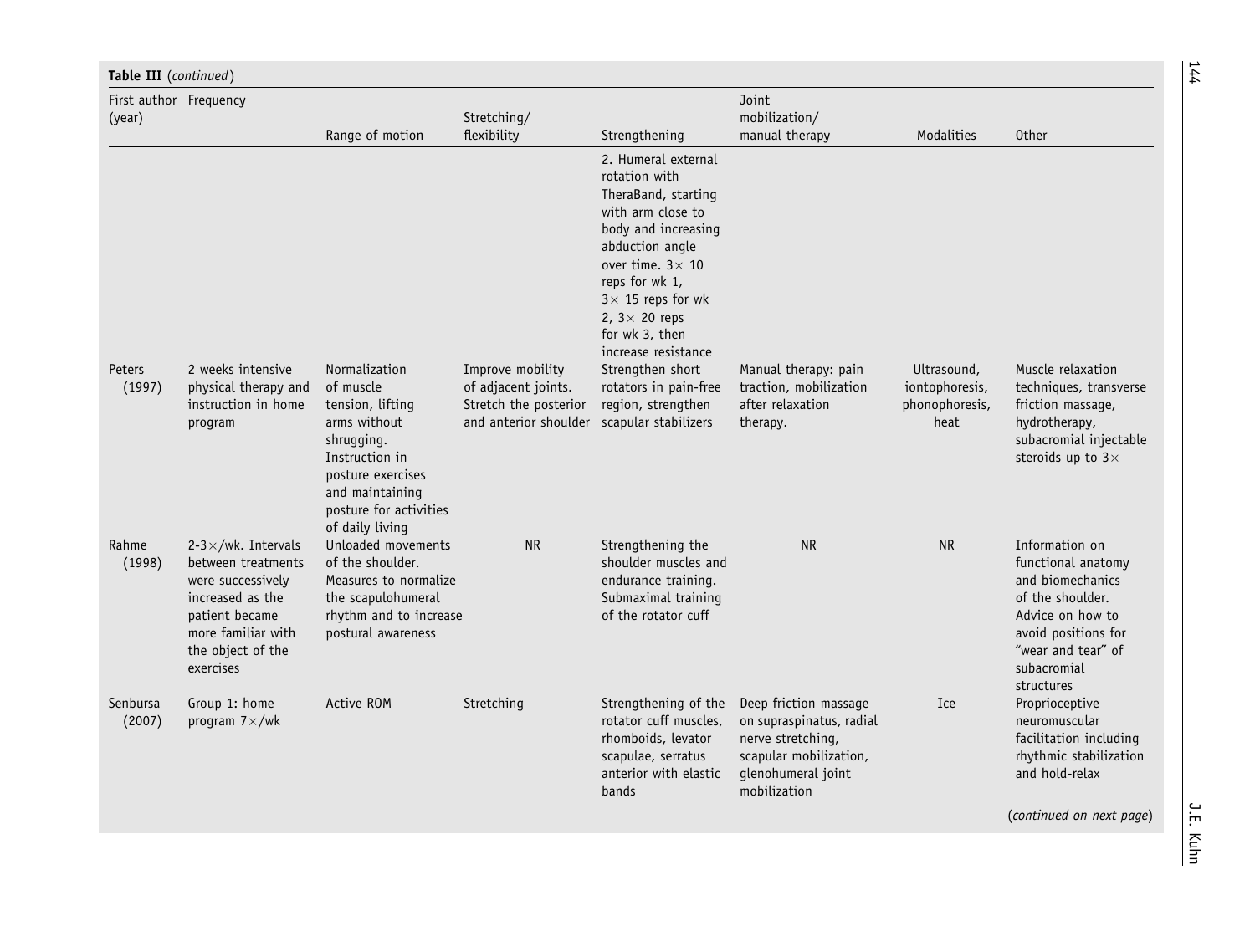**Table III** (*continued*)

| First author (year) | Frequency | Range of motion | Stretching/ flexibility | Strengthening | Joint mobilization/ manual therapy | Modalities | Other |
|---|---|---|---|---|---|---|---|
| | | | | 2. Humeral external rotation with TheraBand, starting with arm close to body and increasing abduction angle over time. 3× 10 reps for wk 1, 3× 15 reps for wk 2, 3× 20 reps for wk 3, then increase resistance | | | |
| Peters (1997) | 2 weeks intensive physical therapy and instruction in home program | Normalization of muscle tension, lifting arms without shrugging. Instruction in posture exercises and maintaining posture for activities of daily living | Improve mobility of adjacent joints. Stretch the posterior and anterior shoulder | Strengthen short rotators in pain-free region, strengthen scapular stabilizers | Manual therapy: pain traction, mobilization after relaxation therapy. | Ultrasound, iontophoresis, phonophoresis, heat | Muscle relaxation techniques, transverse friction massage, hydrotherapy, subacromial injectable steroids up to 3× |
| Rahme (1998) | 2-3×/wk. Intervals between treatments were successively increased as the patient became more familiar with the object of the exercises | Unloaded movements of the shoulder. Measures to normalize the scapulohumeral rhythm and to increase postural awareness | NR | Strengthening the shoulder muscles and endurance training. Submaximal training of the rotator cuff | NR | NR | Information on functional anatomy and biomechanics of the shoulder. Advice on how to avoid positions for "wear and tear" of subacromial structures |
| Senbursa (2007) | Group 1: home program 7×/wk | Active ROM | Stretching | Strengthening of the rotator cuff muscles, rhomboids, levator scapulae, serratus anterior with elastic bands | Deep friction massage on supraspinatus, radial nerve stretching, scapular mobilization, glenohumeral joint mobilization | Ice | Proprioceptive neuromuscular facilitation including rhythmic stabilization and hold-relax |

(*continued on next page*)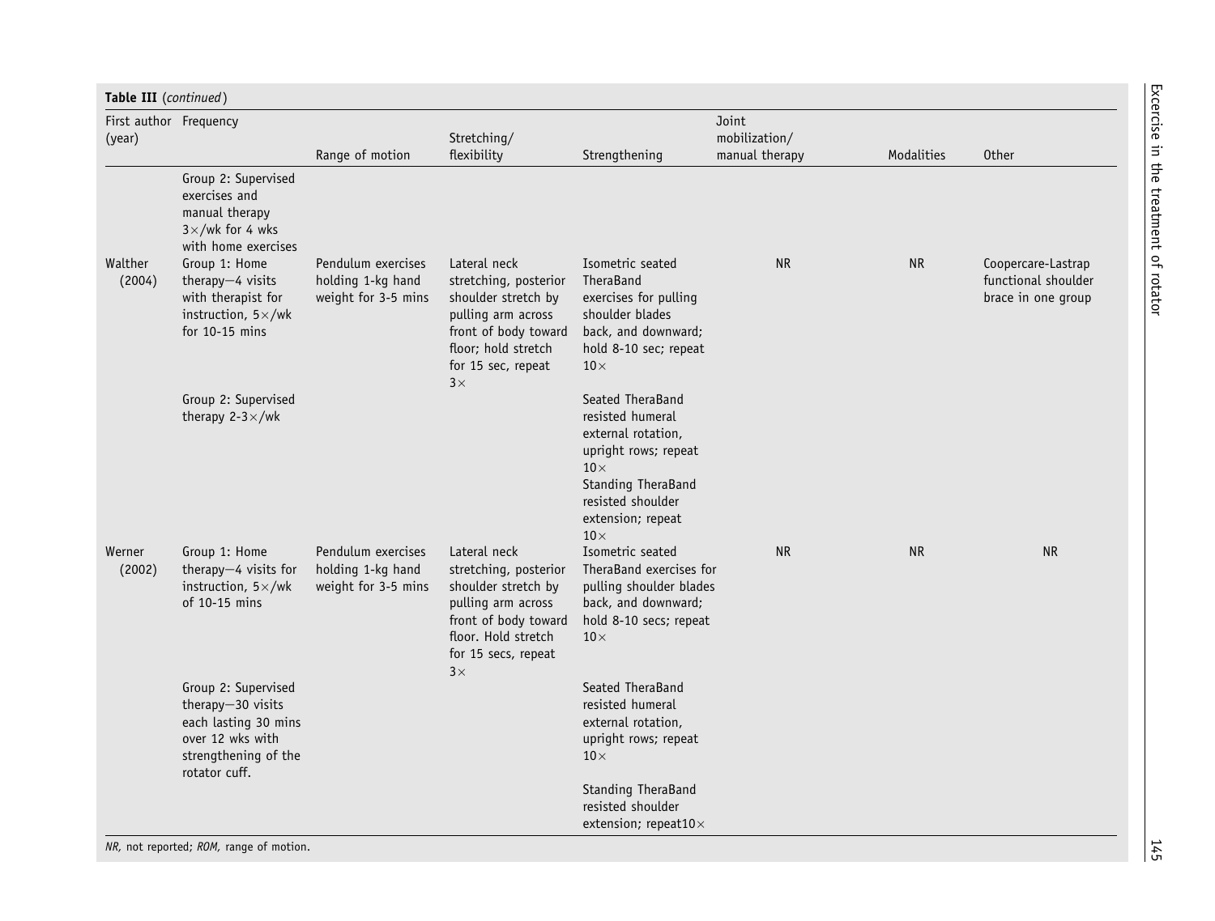**Table III** (*continued*)

| First author (year) | Frequency | Range of motion | Stretching/ flexibility | Strengthening | Joint mobilization/ manual therapy | Modalities | Other |
|---|---|---|---|---|---|---|---|
| | Group 2: Supervised exercises and manual therapy 3×/wk for 4 wks with home exercises | | | | | | |
| Walther (2004) | Group 1: Home therapy—4 visits with therapist for instruction, 5×/wk for 10-15 mins | Pendulum exercises holding 1-kg hand weight for 3-5 mins | Lateral neck stretching, posterior shoulder stretch by pulling arm across front of body toward floor; hold stretch for 15 sec, repeat 3× | Isometric seated TheraBand exercises for pulling shoulder blades back, and downward; hold 8-10 sec; repeat 10× | NR | NR | Coopercare-Lastrap functional shoulder brace in one group |
| | Group 2: Supervised therapy 2-3×/wk | | | Seated TheraBand resisted humeral external rotation, upright rows; repeat 10× Standing TheraBand resisted shoulder extension; repeat 10× | | | |
| Werner (2002) | Group 1: Home therapy—4 visits for instruction, 5×/wk of 10-15 mins | Pendulum exercises holding 1-kg hand weight for 3-5 mins | Lateral neck stretching, posterior shoulder stretch by pulling arm across front of body toward floor. Hold stretch for 15 secs, repeat 3× | Isometric seated TheraBand exercises for pulling shoulder blades back, and downward; hold 8-10 secs; repeat 10× | NR | NR | NR |
| | Group 2: Supervised therapy—30 visits each lasting 30 mins over 12 wks with strengthening of the rotator cuff. | | | Seated TheraBand resisted humeral external rotation, upright rows; repeat 10× Standing TheraBand resisted shoulder extension; repeat10× | | | |

*NR,* not reported; *ROM,* range of motion.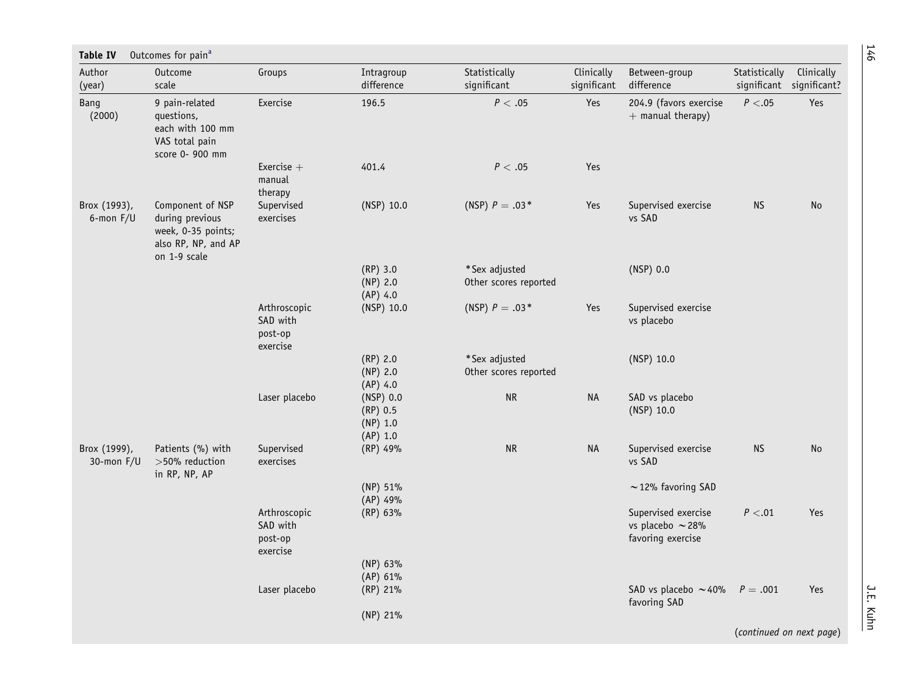**Table IV** Outcomes for pain[a]

| Author (year) | Outcome scale | Groups | Intragroup difference | Statistically significant | Clinically significant | Between-group difference | Statistically significant | Clinically significant? |
|---|---|---|---|---|---|---|---|---|
| Bang (2000) | 9 pain-related questions, each with 100 mm VAS total pain score 0- 900 mm | Exercise | 196.5 | $P < .05$ | Yes | 204.9 (favors exercise + manual therapy) | $P < .05$ | Yes |
| | | Exercise + manual therapy | 401.4 | $P < .05$ | Yes | | | |
| Brox (1993), 6-mon F/U | Component of NSP during previous week, 0-35 points; also RP, NP, and AP on 1-9 scale | Supervised exercises | (NSP) 10.0 | (NSP) $P = .03$* | Yes | Supervised exercise vs SAD | NS | No |
| | | | (RP) 3.0<br>(NP) 2.0<br>(AP) 4.0 | *Sex adjusted<br>Other scores reported | | (NSP) 0.0 | | |
| | | Arthroscopic SAD with post-op exercise | (NSP) 10.0 | (NSP) $P = .03$* | Yes | Supervised exercise vs placebo | | |
| | | | (RP) 2.0<br>(NP) 2.0<br>(AP) 4.0 | *Sex adjusted<br>Other scores reported | | (NSP) 10.0 | | |
| | | Laser placebo | (NSP) 0.0<br>(RP) 0.5<br>(NP) 1.0<br>(AP) 1.0 | NR | NA | SAD vs placebo<br>(NSP) 10.0 | | |
| Brox (1999), 30-mon F/U | Patients (%) with >50% reduction in RP, NP, AP | Supervised exercises | (RP) 49% | NR | NA | Supervised exercise vs SAD | NS | No |
| | | | (NP) 51%<br>(AP) 49% | | | ~12% favoring SAD | | |
| | | Arthroscopic SAD with post-op exercise | (RP) 63% | | | Supervised exercise vs placebo ~28% favoring exercise | $P < .01$ | Yes |
| | | | (NP) 63%<br>(AP) 61% | | | | | |
| | | Laser placebo | (RP) 21% | | | SAD vs placebo ~40% favoring SAD | $P = .001$ | Yes |
| | | | (NP) 21% | | | | | |

(*continued on next page*)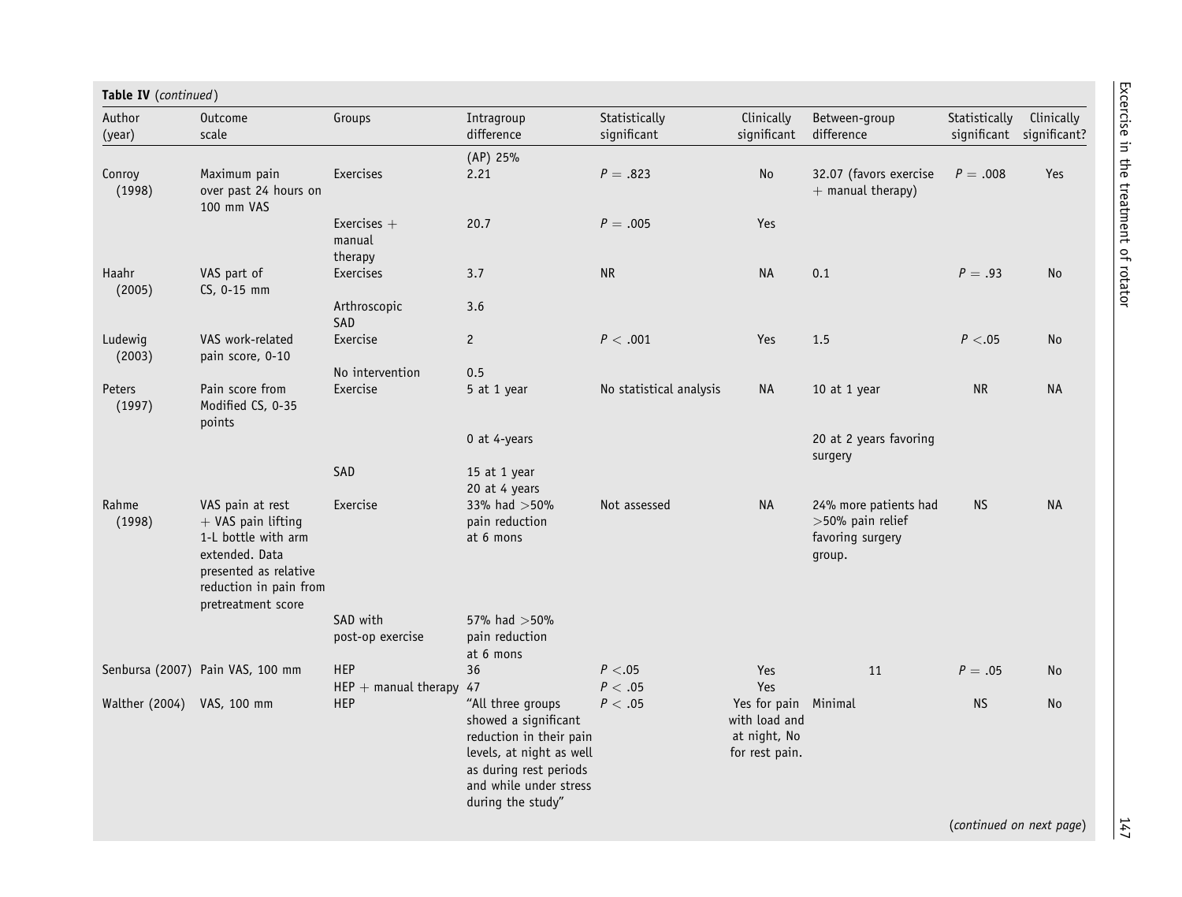**Table IV** (*continued*)

| Author (year) | Outcome scale | Groups | Intragroup difference | Statistically significant | Clinically significant | Between-group difference | Statistically significant | Clinically significant? |
|---|---|---|---|---|---|---|---|---|
| | | | (AP) 25% | | | | | |
| Conroy (1998) | Maximum pain over past 24 hours on 100 mm VAS | Exercises | 2.21 | $P = .823$ | No | 32.07 (favors exercise + manual therapy) | $P = .008$ | Yes |
| | | Exercises + manual therapy | 20.7 | $P = .005$ | Yes | | | |
| Haahr (2005) | VAS part of CS, 0-15 mm | Exercises | 3.7 | NR | NA | 0.1 | $P = .93$ | No |
| | | Arthroscopic SAD | 3.6 | | | | | |
| Ludewig (2003) | VAS work-related pain score, 0-10 | Exercise | 2 | $P < .001$ | Yes | 1.5 | $P < .05$ | No |
| | | No intervention | 0.5 | | | | | |
| Peters (1997) | Pain score from Modified CS, 0-35 points | Exercise | 5 at 1 year | No statistical analysis | NA | 10 at 1 year | NR | NA |
| | | | 0 at 4-years | | | 20 at 2 years favoring surgery | | |
| | | SAD | 15 at 1 year<br>20 at 4 years | | | | | |
| Rahme (1998) | VAS pain at rest + VAS pain lifting 1-L bottle with arm extended. Data presented as relative reduction in pain from pretreatment score | Exercise | 33% had >50% pain reduction at 6 mons | Not assessed | NA | 24% more patients had >50% pain relief favoring surgery group. | NS | NA |
| | | SAD with post-op exercise | 57% had >50% pain reduction at 6 mons | | | | | |
| Senbursa (2007) | Pain VAS, 100 mm | HEP | 36 | $P < .05$ | Yes | 11 | $P = .05$ | No |
| | | HEP + manual therapy | 47 | $P < .05$ | Yes | | | |
| Walther (2004) | VAS, 100 mm | HEP | "All three groups showed a significant reduction in their pain levels, at night as well as during rest periods and while under stress during the study" | $P < .05$ | Yes for pain with load and at night, No for rest pain. | Minimal | NS | No |

(*continued on next page*)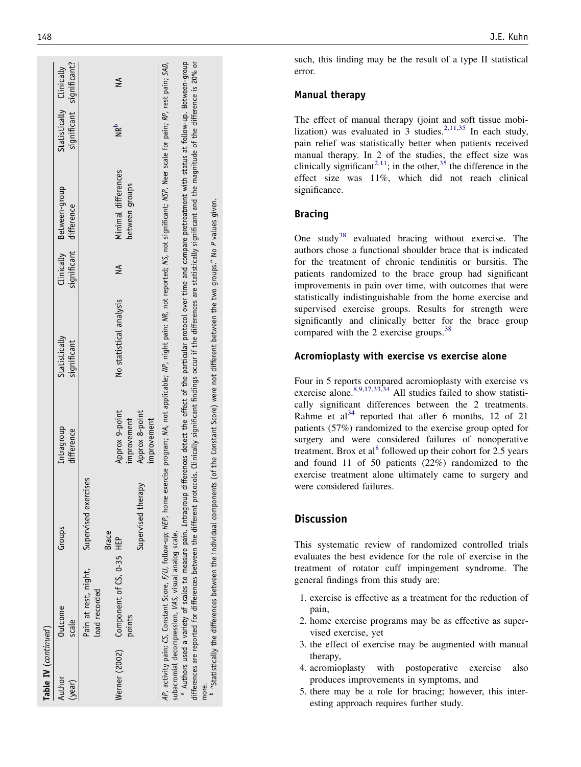**Table IV** (*continued*)

| Author (year) | Outcome scale | Groups | Intragroup difference | Statistically significant | Clinically significant | Between-group difference | Statistically significant | Clinically significant? |
|---|---|---|---|---|---|---|---|---|
| | Pain at rest, night, load recorded | Supervised exercises | | | | | | |
| | | Brace | | | | | | |
| Werner (2002) | Component of CS, 0-35 points | HEP | Approx 9-point improvement | No statistical analysis | NA | Minimal differences between groups | NR[b] | NA |
| | | Supervised therapy | Approx 8-point improvement | | | | | |

*AP*, activity pain; *CS*, Constant Score, *F/U*, follow-up; *HEP*, home exercise program; *NA*, not applicable; *NP*, night pain; *NR*, not reported; *NS*, not significant; *NSP*, Neer scale for pain; *RP*, rest pain; *SAD*, subacromial decompression, *VAS*, visual analog scale.

[a] Authors used a variety of scales to measure pain. Intragroup differences detect the effect of the particular protocol over time and compare pretreatment with status at follow-up. Between-group differences are reported for differences between the different protocols. Clinically significant findings occur if the differences are statistically significant and the magnitude of the difference is 20% or more.

[b] "Statistically the differences between the individual components (of the Constant Score) were not different between the two groups." No *P* values given.

such, this finding may be the result of a type II statistical error.

### Manual therapy

The effect of manual therapy (joint and soft tissue mobilization) was evaluated in 3 studies.[2,11,35] In each study, pain relief was statistically better when patients received manual therapy. In 2 of the studies, the effect size was clinically significant[2,11]; in the other,[35] the difference in the effect size was 11%, which did not reach clinical significance.

### Bracing

One study[38] evaluated bracing without exercise. The authors chose a functional shoulder brace that is indicated for the treatment of chronic tendinitis or bursitis. The patients randomized to the brace group had significant improvements in pain over time, with outcomes that were statistically indistinguishable from the home exercise and supervised exercise groups. Results for strength were significantly and clinically better for the brace group compared with the 2 exercise groups.[38]

### Acromioplasty with exercise vs exercise alone

Four in 5 reports compared acromioplasty with exercise vs exercise alone.[8,9,17,33,34] All studies failed to show statistically significant differences between the 2 treatments. Rahme et al[34] reported that after 6 months, 12 of 21 patients (57%) randomized to the exercise group opted for surgery and were considered failures of nonoperative treatment. Brox et al[8] followed up their cohort for 2.5 years and found 11 of 50 patients (22%) randomized to the exercise treatment alone ultimately came to surgery and were considered failures.

## Discussion

This systematic review of randomized controlled trials evaluates the best evidence for the role of exercise in the treatment of rotator cuff impingement syndrome. The general findings from this study are:

1. exercise is effective as a treatment for the reduction of pain,
2. home exercise programs may be as effective as supervised exercise, yet
3. the effect of exercise may be augmented with manual therapy,
4. acromioplasty with postoperative exercise also produces improvements in symptoms, and
5. there may be a role for bracing; however, this interesting approach requires further study.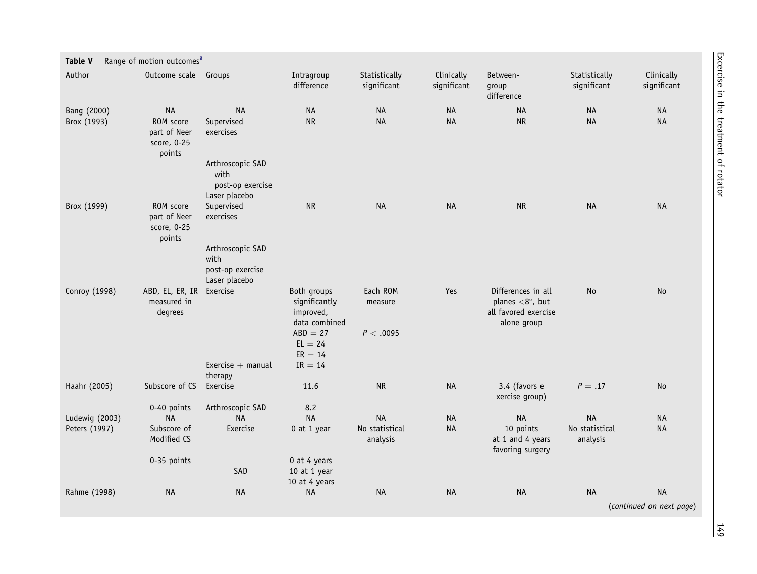**Table V** Range of motion outcomes[a]

| Author | Outcome scale | Groups | Intragroup difference | Statistically significant | Clinically significant | Between-group difference | Statistically significant | Clinically significant |
|---|---|---|---|---|---|---|---|---|
| Bang (2000) | NA | NA | NA | NA | NA | NA | NA | NA |
| Brox (1993) | ROM score part of Neer score, 0-25 points | Supervised exercises | NR | NA | NA | NR | NA | NA |
| | | Arthroscopic SAD with post-op exercise | | | | | | |
| | | Laser placebo | | | | | | |
| Brox (1999) | ROM score part of Neer score, 0-25 points | Supervised exercises | NR | NA | NA | NR | NA | NA |
| | | Arthroscopic SAD with post-op exercise | | | | | | |
| | | Laser placebo | | | | | | |
| Conroy (1998) | ABD, EL, ER, IR measured in degrees | Exercise | Both groups significantly improved, data combined ABD = 27 EL = 24 ER = 14 | Each ROM measure $P < .0095$ | Yes | Differences in all planes <8°, but all favored exercise alone group | No | No |
| | | Exercise + manual therapy | IR = 14 | | | | | |
| Haahr (2005) | Subscore of CS | Exercise | 11.6 | NR | NA | 3.4 (favors exercise group) | $P = .17$ | No |
| | 0-40 points | Arthroscopic SAD | 8.2 | | | | | |
| Ludewig (2003) | NA | NA | NA | NA | NA | NA | NA | NA |
| Peters (1997) | Subscore of Modified CS | Exercise | 0 at 1 year | No statistical analysis | NA | 10 points at 1 and 4 years favoring surgery | No statistical analysis | NA |
| | 0-35 points | | 0 at 4 years | | | | | |
| | | SAD | 10 at 1 year 10 at 4 years | | | | | |
| Rahme (1998) | NA | NA | NA | NA | NA | NA | NA | NA |

(*continued on next page*)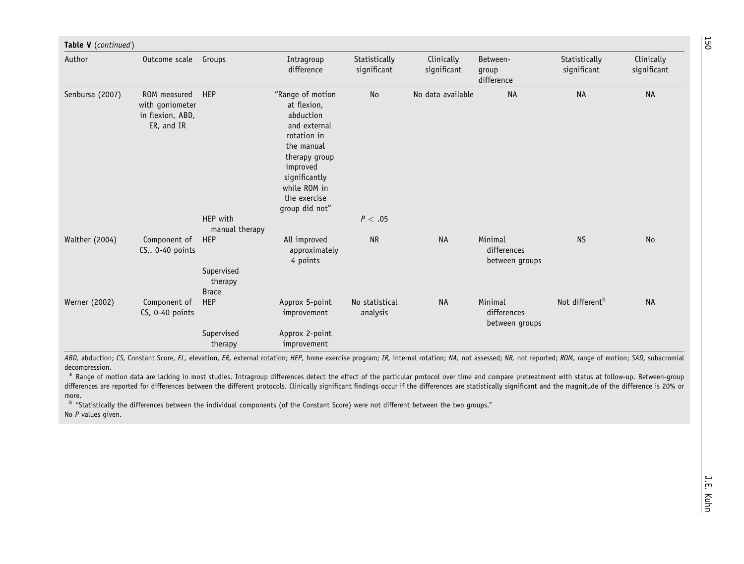**Table V** (*continued*)

| Author | Outcome scale | Groups | Intragroup difference | Statistically significant | Clinically significant | Between-group difference | Statistically significant | Clinically significant |
|---|---|---|---|---|---|---|---|---|
| Senbursa (2007) | ROM measured with goniometer in flexion, ABD, ER, and IR | HEP | "Range of motion at flexion, abduction and external rotation in the manual therapy group improved significantly while ROM in the exercise group did not" | No | No data available | NA | NA | NA |
| | | HEP with manual therapy | | $P < .05$ | | | | |
| Walther (2004) | Component of CS,. 0-40 points | HEP | All improved approximately 4 points | NR | NA | Minimal differences between groups | NS | No |
| | | Supervised therapy | | | | | | |
| | | Brace | | | | | | |
| Werner (2002) | Component of CS, 0-40 points | HEP | Approx 5-point improvement | No statistical analysis | NA | Minimal differences between groups | Not different[b] | NA |
| | | Supervised therapy | Approx 2-point improvement | | | | | |

*ABD,* abduction; *CS,* Constant Score, *EL,* elevation, *ER,* external rotation; *HEP,* home exercise program; *IR,* internal rotation; *NA,* not assessed; *NR,* not reported; *ROM,* range of motion; *SAD,* subacromial decompression.

[a] Range of motion data are lacking in most studies. Intragroup differences detect the effect of the particular protocol over time and compare pretreatment with status at follow-up. Between-group differences are reported for differences between the different protocols. Clinically significant findings occur if the differences are statistically significant and the magnitude of the difference is 20% or more.

[b] "Statistically the differences between the individual components (of the Constant Score) were not different between the two groups."

No *P* values given.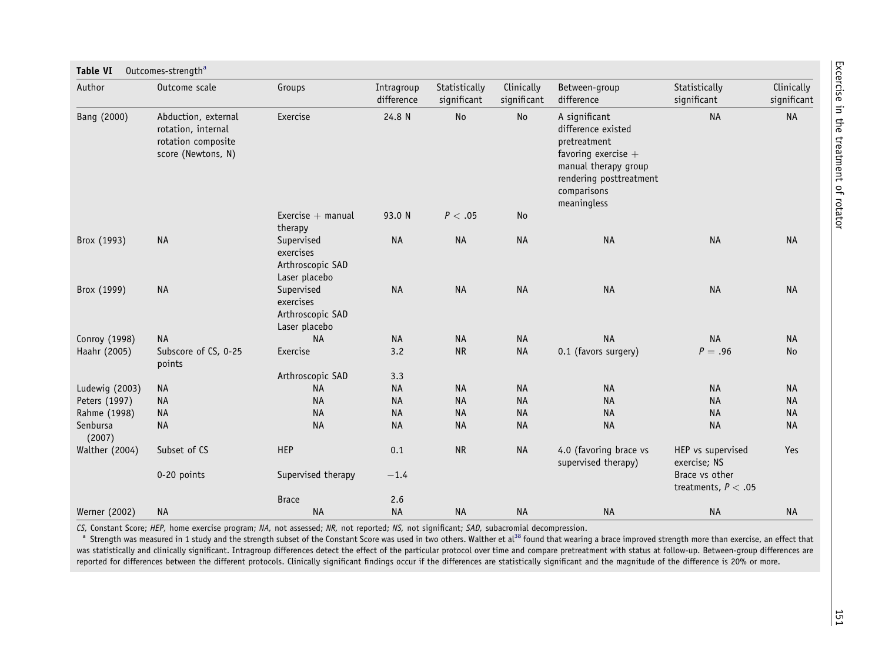**Table VI** Outcomes-strength[a]

| Author | Outcome scale | Groups | Intragroup difference | Statistically significant | Clinically significant | Between-group difference | Statistically significant | Clinically significant |
|---|---|---|---|---|---|---|---|---|
| Bang (2000) | Abduction, external rotation, internal rotation composite score (Newtons, N) | Exercise | 24.8 N | No | No | A significant difference existed pretreatment favoring exercise + manual therapy group rendering posttreatment comparisons meaningless | NA | NA |
| | | Exercise + manual therapy | 93.0 N | $P < .05$ | No | | | |
| Brox (1993) | NA | Supervised exercises<br>Arthroscopic SAD<br>Laser placebo | NA | NA | NA | NA | NA | NA |
| Brox (1999) | NA | Supervised exercises<br>Arthroscopic SAD<br>Laser placebo | NA | NA | NA | NA | NA | NA |
| Conroy (1998) | NA | NA | NA | NA | NA | NA | NA | NA |
| Haahr (2005) | Subscore of CS, 0-25 points | Exercise | 3.2 | NR | NA | 0.1 (favors surgery) | $P = .96$ | No |
| | | Arthroscopic SAD | 3.3 | | | | | |
| Ludewig (2003) | NA | NA | NA | NA | NA | NA | NA | NA |
| Peters (1997) | NA | NA | NA | NA | NA | NA | NA | NA |
| Rahme (1998) | NA | NA | NA | NA | NA | NA | NA | NA |
| Senbursa (2007) | NA | NA | NA | NA | NA | NA | NA | NA |
| Walther (2004) | Subset of CS | HEP | 0.1 | NR | NA | 4.0 (favoring brace vs supervised therapy) | HEP vs supervised exercise; NS | Yes |
| | 0-20 points | Supervised therapy | −1.4 | | | | Brace vs other treatments, $P < .05$ | |
| | | Brace | 2.6 | | | | | |
| Werner (2002) | NA | NA | NA | NA | NA | NA | NA | NA |

*CS,* Constant Score; *HEP,* home exercise program; *NA,* not assessed; *NR,* not reported; *NS,* not significant; *SAD,* subacromial decompression.

[a] Strength was measured in 1 study and the strength subset of the Constant Score was used in two others. Walther et al[38] found that wearing a brace improved strength more than exercise, an effect that was statistically and clinically significant. Intragroup differences detect the effect of the particular protocol over time and compare pretreatment with status at follow-up. Between-group differences are reported for differences between the different protocols. Clinically significant findings occur if the differences are statistically significant and the magnitude of the difference is 20% or more.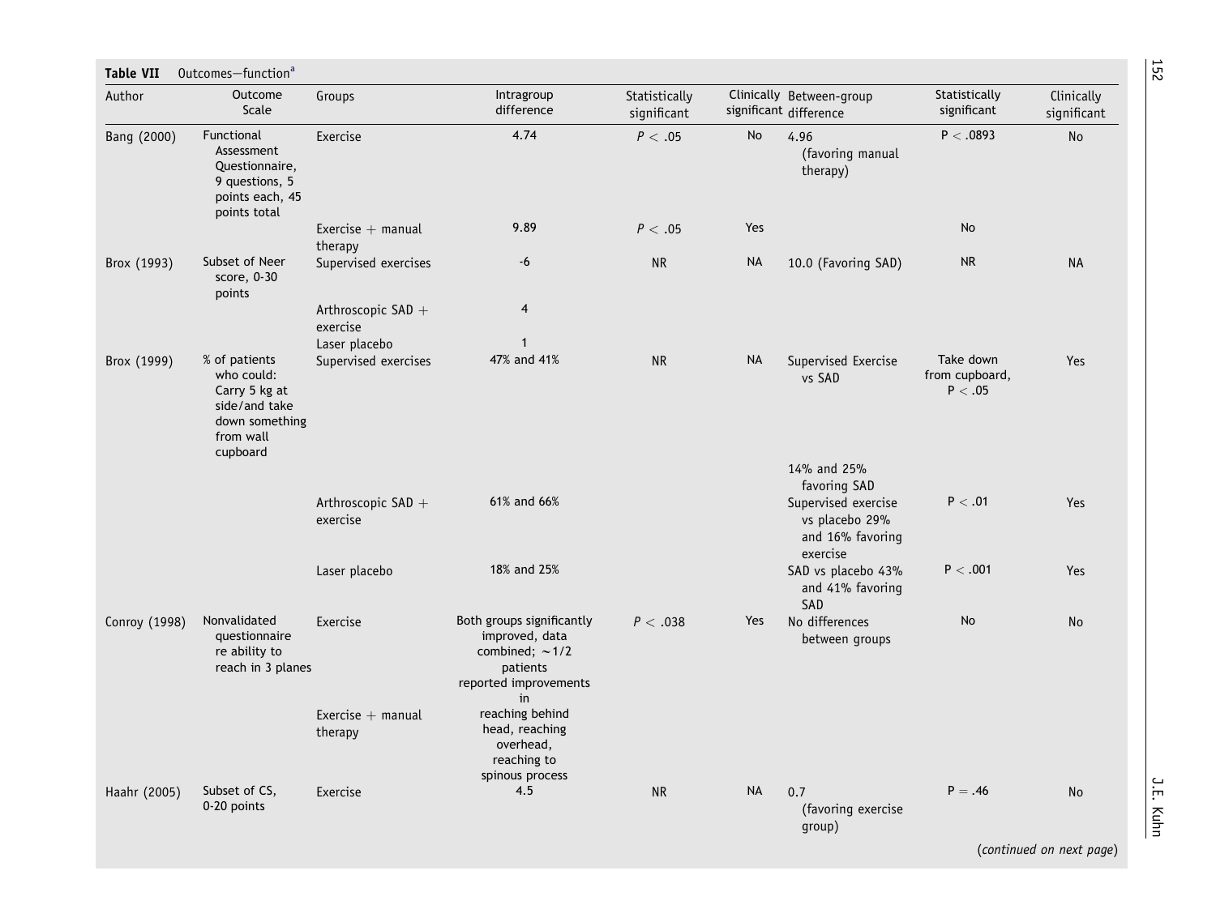**Table VII** Outcomes—function[a]

| Author | Outcome Scale | Groups | Intragroup difference | Statistically significant | Clinically significant | Between-group difference | Statistically significant | Clinically significant |
|---|---|---|---|---|---|---|---|---|
| Bang (2000) | Functional Assessment Questionnaire, 9 questions, 5 points each, 45 points total | Exercise | 4.74 | $P < .05$ | No | 4.96 (favoring manual therapy) | $P < .0893$ | No |
| | | Exercise + manual therapy | 9.89 | $P < .05$ | Yes | | No | |
| Brox (1993) | Subset of Neer score, 0-30 points | Supervised exercises | -6 | NR | NA | 10.0 (Favoring SAD) | NR | NA |
| | | Arthroscopic SAD + exercise | 4 | | | | | |
| | | Laser placebo | 1 | | | | | |
| Brox (1999) | % of patients who could: Carry 5 kg at side/and take down something from wall cupboard | Supervised exercises | 47% and 41% | NR | NA | Supervised Exercise vs SAD 14% and 25% favoring SAD | Take down from cupboard, $P < .05$ | Yes |
| | | Arthroscopic SAD + exercise | 61% and 66% | | | Supervised exercise vs placebo 29% and 16% favoring exercise | $P < .01$ | Yes |
| | | Laser placebo | 18% and 25% | | | SAD vs placebo 43% and 41% favoring SAD | $P < .001$ | Yes |
| Conroy (1998) | Nonvalidated questionnaire re ability to reach in 3 planes | Exercise | Both groups significantly improved, data combined; ~1/2 patients reported improvements in reaching behind head, reaching overhead, reaching to spinous process | $P < .038$ | Yes | No differences between groups | No | No |
| | | Exercise + manual therapy | | | | | | |
| Haahr (2005) | Subset of CS, 0-20 points | Exercise | 4.5 | NR | NA | 0.7 (favoring exercise group) | $P = .46$ | No |

(*continued on next page*)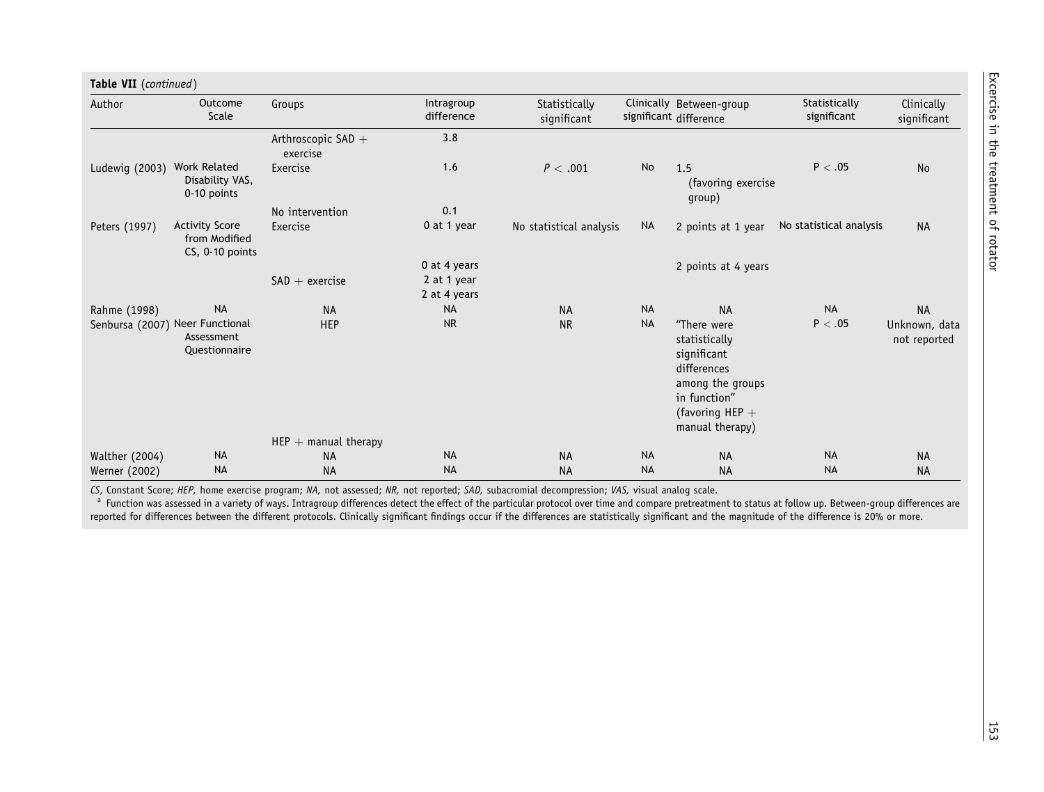**Table VII** (*continued*)

| Author | Outcome Scale | Groups | Intragroup difference | Statistically significant | Clinically significant | Between-group difference | Statistically significant | Clinically significant |
|---|---|---|---|---|---|---|---|---|
| | | Arthroscopic SAD + exercise | 3.8 | | | | | |
| Ludewig (2003) | Work Related Disability VAS, 0-10 points | Exercise | 1.6 | $P < .001$ | No | 1.5 (favoring exercise group) | $P < .05$ | No |
| | | No intervention | 0.1 | | | | | |
| Peters (1997) | Activity Score from Modified CS, 0-10 points | Exercise | 0 at 1 year | No statistical analysis | NA | 2 points at 1 year | No statistical analysis | NA |
| | | | 0 at 4 years | | | 2 points at 4 years | | |
| | | SAD + exercise | 2 at 1 year<br>2 at 4 years | | | | | |
| Rahme (1998) | NA | NA | NA | NA | NA | NA | NA | NA |
| Senbursa (2007) | Neer Functional Assessment Questionnaire | HEP | NR | NR | NA | "There were statistically significant differences among the groups in function" (favoring HEP + manual therapy) | $P < .05$ | Unknown, data not reported |
| | | HEP + manual therapy | | | | | | |
| Walther (2004) | NA | NA | NA | NA | NA | NA | NA | NA |
| Werner (2002) | NA | NA | NA | NA | NA | NA | NA | NA |

*CS*, Constant Score; *HEP,* home exercise program; *NA,* not assessed; *NR,* not reported; *SAD,* subacromial decompression; *VAS,* visual analog scale.

[a] Function was assessed in a variety of ways. Intragroup differences detect the effect of the particular protocol over time and compare pretreatment to status at follow up. Between-group differences are reported for differences between the different protocols. Clinically significant findings occur if the differences are statistically significant and the magnitude of the difference is 20% or more.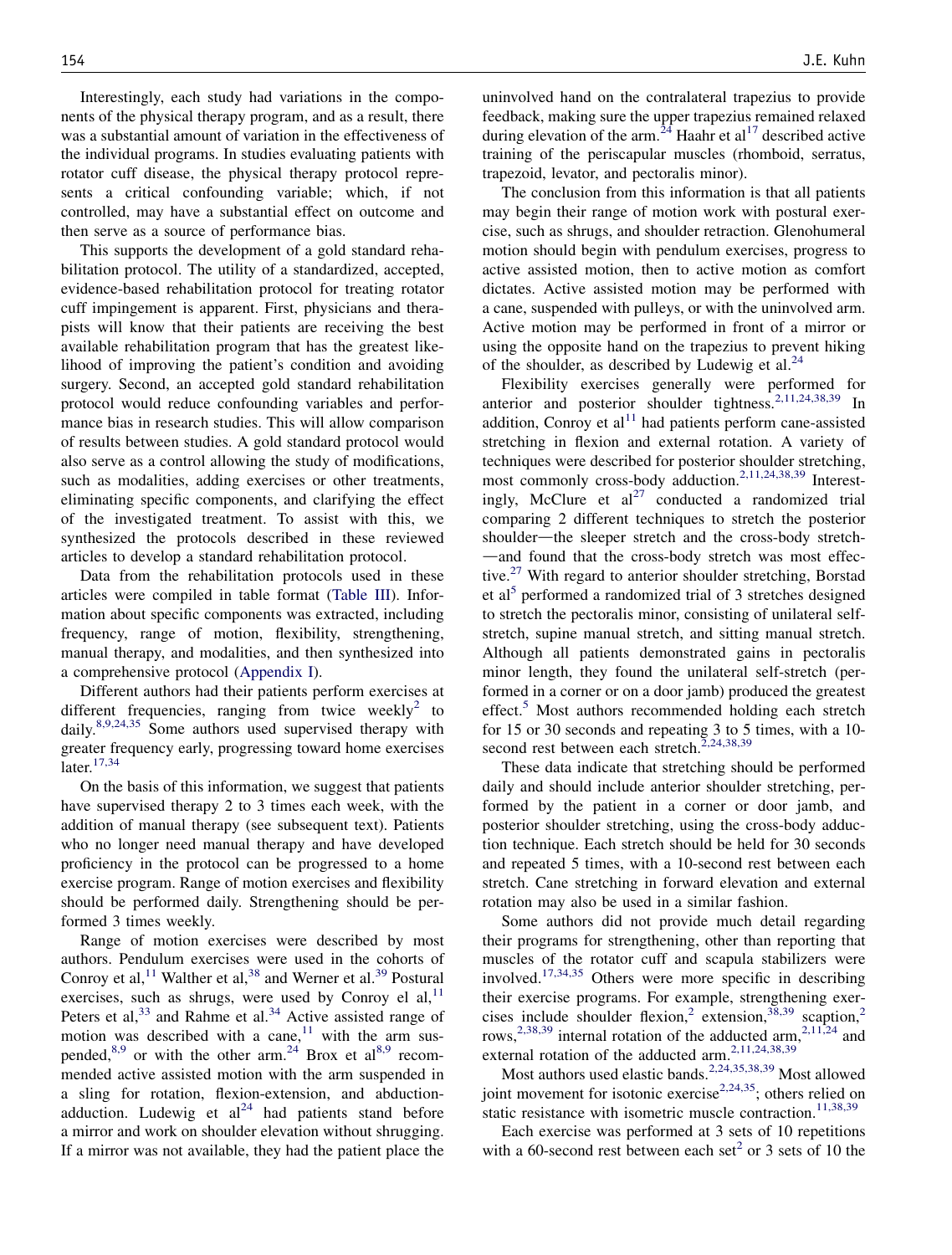Interestingly, each study had variations in the components of the physical therapy program, and as a result, there was a substantial amount of variation in the effectiveness of the individual programs. In studies evaluating patients with rotator cuff disease, the physical therapy protocol represents a critical confounding variable; which, if not controlled, may have a substantial effect on outcome and then serve as a source of performance bias.

This supports the development of a gold standard rehabilitation protocol. The utility of a standardized, accepted, evidence-based rehabilitation protocol for treating rotator cuff impingement is apparent. First, physicians and therapists will know that their patients are receiving the best available rehabilitation program that has the greatest likelihood of improving the patient's condition and avoiding surgery. Second, an accepted gold standard rehabilitation protocol would reduce confounding variables and performance bias in research studies. This will allow comparison of results between studies. A gold standard protocol would also serve as a control allowing the study of modifications, such as modalities, adding exercises or other treatments, eliminating specific components, and clarifying the effect of the investigated treatment. To assist with this, we synthesized the protocols described in these reviewed articles to develop a standard rehabilitation protocol.

Data from the rehabilitation protocols used in these articles were compiled in table format (Table III). Information about specific components was extracted, including frequency, range of motion, flexibility, strengthening, manual therapy, and modalities, and then synthesized into a comprehensive protocol (Appendix I).

Different authors had their patients perform exercises at different frequencies, ranging from twice weekly[2] to daily.[8,9,24,35] Some authors used supervised therapy with greater frequency early, progressing toward home exercises later.[17,34]

On the basis of this information, we suggest that patients have supervised therapy 2 to 3 times each week, with the addition of manual therapy (see subsequent text). Patients who no longer need manual therapy and have developed proficiency in the protocol can be progressed to a home exercise program. Range of motion exercises and flexibility should be performed daily. Strengthening should be performed 3 times weekly.

Range of motion exercises were described by most authors. Pendulum exercises were used in the cohorts of Conroy et al,[11] Walther et al,[38] and Werner et al.[39] Postural exercises, such as shrugs, were used by Conroy el al,[11] Peters et al,[33] and Rahme et al.[34] Active assisted range of motion was described with a cane,[11] with the arm suspended,[8,9] or with the other arm.[24] Brox et al[8,9] recommended active assisted motion with the arm suspended in a sling for rotation, flexion-extension, and abduction-adduction. Ludewig et al[24] had patients stand before a mirror and work on shoulder elevation without shrugging. If a mirror was not available, they had the patient place the uninvolved hand on the contralateral trapezius to provide feedback, making sure the upper trapezius remained relaxed during elevation of the arm.[24] Haahr et al[17] described active training of the periscapular muscles (rhomboid, serratus, trapezoid, levator, and pectoralis minor).

The conclusion from this information is that all patients may begin their range of motion work with postural exercise, such as shrugs, and shoulder retraction. Glenohumeral motion should begin with pendulum exercises, progress to active assisted motion, then to active motion as comfort dictates. Active assisted motion may be performed with a cane, suspended with pulleys, or with the uninvolved arm. Active motion may be performed in front of a mirror or using the opposite hand on the trapezius to prevent hiking of the shoulder, as described by Ludewig et al.[24]

Flexibility exercises generally were performed for anterior and posterior shoulder tightness.[2,11,24,38,39] In addition, Conroy et al[11] had patients perform cane-assisted stretching in flexion and external rotation. A variety of techniques were described for posterior shoulder stretching, most commonly cross-body adduction.[2,11,24,38,39] Interestingly, McClure et al[27] conducted a randomized trial comparing 2 different techniques to stretch the posterior shoulder—the sleeper stretch and the cross-body stretch—and found that the cross-body stretch was most effective.[27] With regard to anterior shoulder stretching, Borstad et al[5] performed a randomized trial of 3 stretches designed to stretch the pectoralis minor, consisting of unilateral self-stretch, supine manual stretch, and sitting manual stretch. Although all patients demonstrated gains in pectoralis minor length, they found the unilateral self-stretch (performed in a corner or on a door jamb) produced the greatest effect.[5] Most authors recommended holding each stretch for 15 or 30 seconds and repeating 3 to 5 times, with a 10-second rest between each stretch.[2,24,38,39]

These data indicate that stretching should be performed daily and should include anterior shoulder stretching, performed by the patient in a corner or door jamb, and posterior shoulder stretching, using the cross-body adduction technique. Each stretch should be held for 30 seconds and repeated 5 times, with a 10-second rest between each stretch. Cane stretching in forward elevation and external rotation may also be used in a similar fashion.

Some authors did not provide much detail regarding their programs for strengthening, other than reporting that muscles of the rotator cuff and scapula stabilizers were involved.[17,34,35] Others were more specific in describing their exercise programs. For example, strengthening exercises include shoulder flexion,[2] extension,[38,39] scaption,[2] rows,[2,38,39] internal rotation of the adducted arm,[2,11,24] and external rotation of the adducted arm.[2,11,24,38,39]

Most authors used elastic bands.[2,24,35,38,39] Most allowed joint movement for isotonic exercise[2,24,35]; others relied on static resistance with isometric muscle contraction.[11,38,39]

Each exercise was performed at 3 sets of 10 repetitions with a 60-second rest between each set[2] or 3 sets of 10 the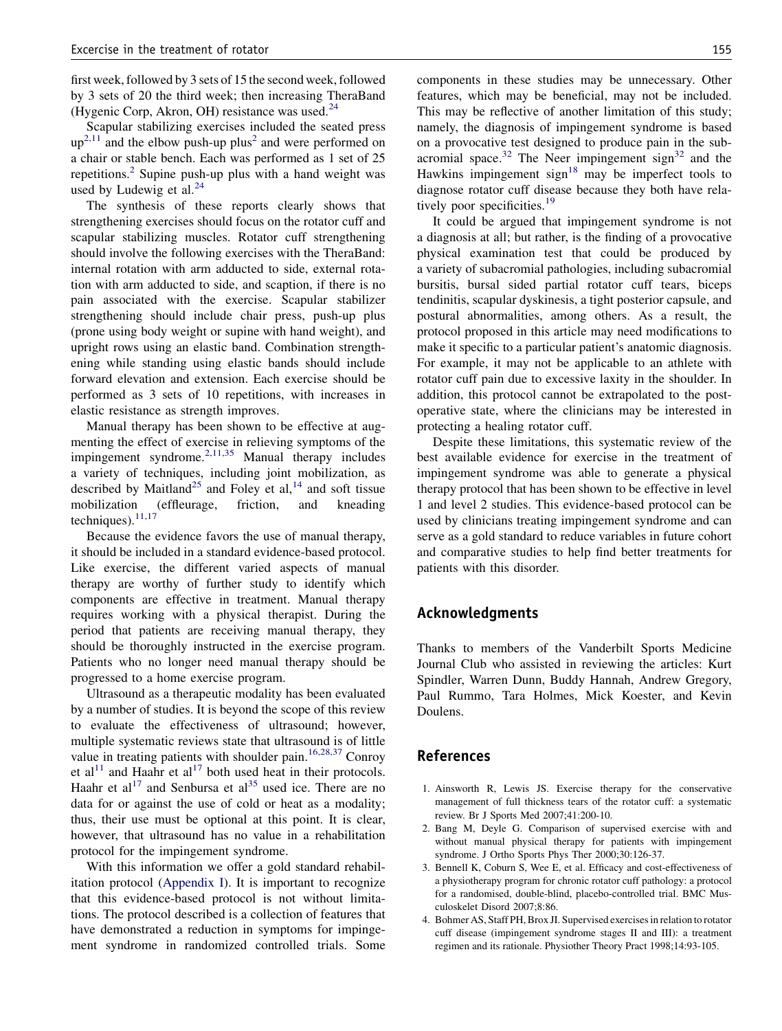first week, followed by 3 sets of 15 the second week, followed by 3 sets of 20 the third week; then increasing TheraBand (Hygenic Corp, Akron, OH) resistance was used.[24]

Scapular stabilizing exercises included the seated press up[2,11] and the elbow push-up plus[2] and were performed on a chair or stable bench. Each was performed as 1 set of 25 repetitions.[2] Supine push-up plus with a hand weight was used by Ludewig et al.[24]

The synthesis of these reports clearly shows that strengthening exercises should focus on the rotator cuff and scapular stabilizing muscles. Rotator cuff strengthening should involve the following exercises with the TheraBand: internal rotation with arm adducted to side, external rotation with arm adducted to side, and scaption, if there is no pain associated with the exercise. Scapular stabilizer strengthening should include chair press, push-up plus (prone using body weight or supine with hand weight), and upright rows using an elastic band. Combination strengthening while standing using elastic bands should include forward elevation and extension. Each exercise should be performed as 3 sets of 10 repetitions, with increases in elastic resistance as strength improves.

Manual therapy has been shown to be effective at augmenting the effect of exercise in relieving symptoms of the impingement syndrome.[2,11,35] Manual therapy includes a variety of techniques, including joint mobilization, as described by Maitland[25] and Foley et al,[14] and soft tissue mobilization (effleurage, friction, and kneading techniques).[11,17]

Because the evidence favors the use of manual therapy, it should be included in a standard evidence-based protocol. Like exercise, the different varied aspects of manual therapy are worthy of further study to identify which components are effective in treatment. Manual therapy requires working with a physical therapist. During the period that patients are receiving manual therapy, they should be thoroughly instructed in the exercise program. Patients who no longer need manual therapy should be progressed to a home exercise program.

Ultrasound as a therapeutic modality has been evaluated by a number of studies. It is beyond the scope of this review to evaluate the effectiveness of ultrasound; however, multiple systematic reviews state that ultrasound is of little value in treating patients with shoulder pain.[16,28,37] Conroy et al[11] and Haahr et al[17] both used heat in their protocols. Haahr et al[17] and Senbursa et al[35] used ice. There are no data for or against the use of cold or heat as a modality; thus, their use must be optional at this point. It is clear, however, that ultrasound has no value in a rehabilitation protocol for the impingement syndrome.

With this information we offer a gold standard rehabilitation protocol (Appendix I). It is important to recognize that this evidence-based protocol is not without limitations. The protocol described is a collection of features that have demonstrated a reduction in symptoms for impingement syndrome in randomized controlled trials. Some components in these studies may be unnecessary. Other features, which may be beneficial, may not be included. This may be reflective of another limitation of this study; namely, the diagnosis of impingement syndrome is based on a provocative test designed to produce pain in the subacromial space.[32] The Neer impingement sign[32] and the Hawkins impingement sign[18] may be imperfect tools to diagnose rotator cuff disease because they both have relatively poor specificities.[19]

It could be argued that impingement syndrome is not a diagnosis at all; but rather, is the finding of a provocative physical examination test that could be produced by a variety of subacromial pathologies, including subacromial bursitis, bursal sided partial rotator cuff tears, biceps tendinitis, scapular dyskinesis, a tight posterior capsule, and postural abnormalities, among others. As a result, the protocol proposed in this article may need modifications to make it specific to a particular patient's anatomic diagnosis. For example, it may not be applicable to an athlete with rotator cuff pain due to excessive laxity in the shoulder. In addition, this protocol cannot be extrapolated to the postoperative state, where the clinicians may be interested in protecting a healing rotator cuff.

Despite these limitations, this systematic review of the best available evidence for exercise in the treatment of impingement syndrome was able to generate a physical therapy protocol that has been shown to be effective in level 1 and level 2 studies. This evidence-based protocol can be used by clinicians treating impingement syndrome and can serve as a gold standard to reduce variables in future cohort and comparative studies to help find better treatments for patients with this disorder.

## Acknowledgments

Thanks to members of the Vanderbilt Sports Medicine Journal Club who assisted in reviewing the articles: Kurt Spindler, Warren Dunn, Buddy Hannah, Andrew Gregory, Paul Rummo, Tara Holmes, Mick Koester, and Kevin Doulens.

## References

1. Ainsworth R, Lewis JS. Exercise therapy for the conservative management of full thickness tears of the rotator cuff: a systematic review. Br J Sports Med 2007;41:200-10.
2. Bang M, Deyle G. Comparison of supervised exercise with and without manual physical therapy for patients with impingement syndrome. J Ortho Sports Phys Ther 2000;30:126-37.
3. Bennell K, Coburn S, Wee E, et al. Efficacy and cost-effectiveness of a physiotherapy program for chronic rotator cuff pathology: a protocol for a randomised, double-blind, placebo-controlled trial. BMC Musculoskelet Disord 2007;8:86.
4. Bohmer AS, Staff PH, Brox JI. Supervised exercises in relation to rotator cuff disease (impingement syndrome stages II and III): a treatment regimen and its rationale. Physiother Theory Pract 1998;14:93-105.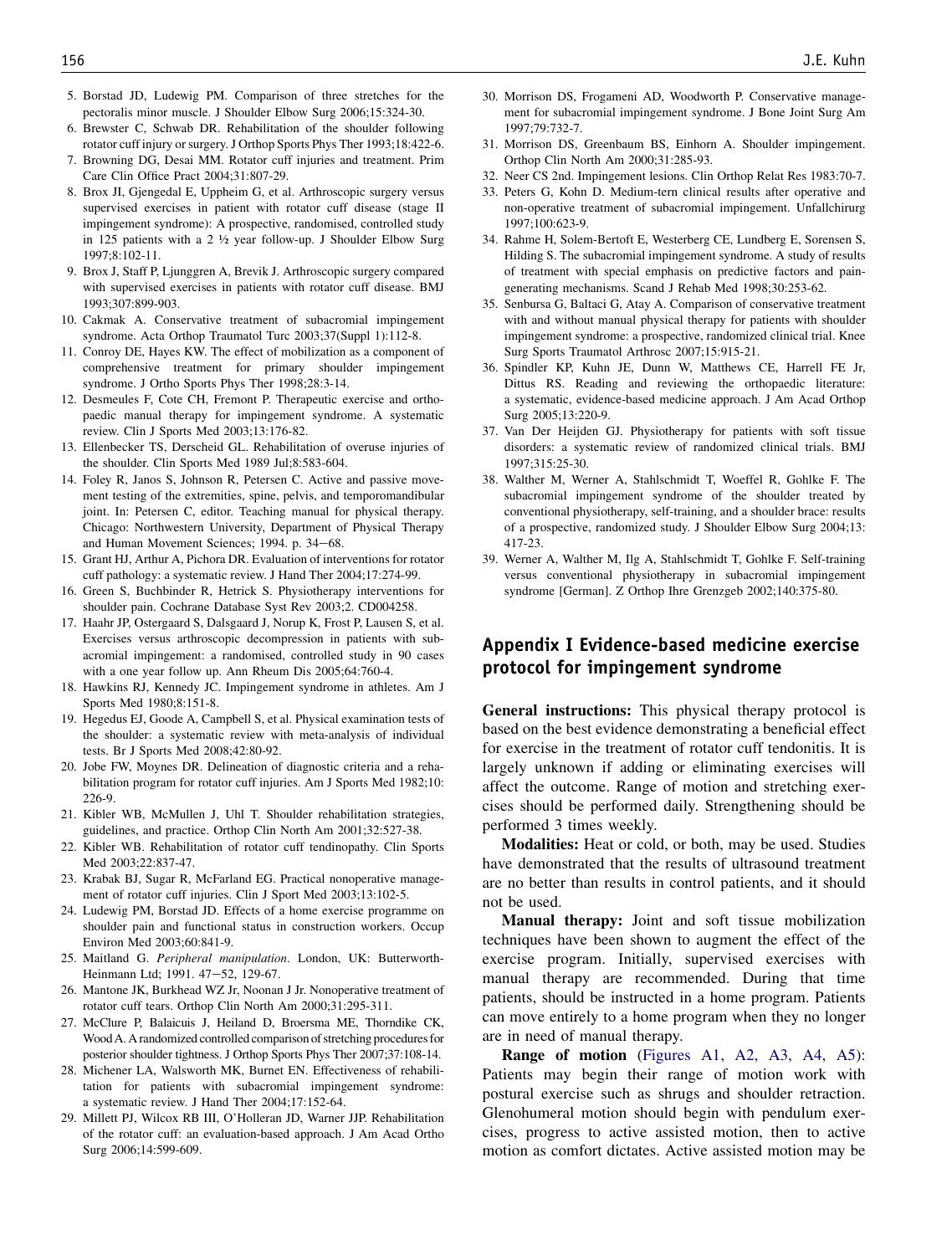5. Borstad JD, Ludewig PM. Comparison of three stretches for the pectoralis minor muscle. J Shoulder Elbow Surg 2006;15:324-30.
6. Brewster C, Schwab DR. Rehabilitation of the shoulder following rotator cuff injury or surgery. J Orthop Sports Phys Ther 1993;18:422-6.
7. Browning DG, Desai MM. Rotator cuff injuries and treatment. Prim Care Clin Office Pract 2004;31:807-29.
8. Brox JI, Gjengedal E, Uppheim G, et al. Arthroscopic surgery versus supervised exercises in patient with rotator cuff disease (stage II impingement syndrome): A prospective, randomised, controlled study in 125 patients with a 2 ½ year follow-up. J Shoulder Elbow Surg 1997;8:102-11.
9. Brox J, Staff P, Ljunggren A, Brevik J. Arthroscopic surgery compared with supervised exercises in patients with rotator cuff disease. BMJ 1993;307:899-903.
10. Cakmak A. Conservative treatment of subacromial impingement syndrome. Acta Orthop Traumatol Turc 2003;37(Suppl 1):112-8.
11. Conroy DE, Hayes KW. The effect of mobilization as a component of comprehensive treatment for primary shoulder impingement syndrome. J Ortho Sports Phys Ther 1998;28:3-14.
12. Desmeules F, Cote CH, Fremont P. Therapeutic exercise and orthopaedic manual therapy for impingement syndrome. A systematic review. Clin J Sports Med 2003;13:176-82.
13. Ellenbecker TS, Derscheid GL. Rehabilitation of overuse injuries of the shoulder. Clin Sports Med 1989 Jul;8:583-604.
14. Foley R, Janos S, Johnson R, Petersen C. Active and passive movement testing of the extremities, spine, pelvis, and temporomandibular joint. In: Petersen C, editor. Teaching manual for physical therapy. Chicago: Northwestern University, Department of Physical Therapy and Human Movement Sciences; 1994. p. 34–68.
15. Grant HJ, Arthur A, Pichora DR. Evaluation of interventions for rotator cuff pathology: a systematic review. J Hand Ther 2004;17:274-99.
16. Green S, Buchbinder R, Hetrick S. Physiotherapy interventions for shoulder pain. Cochrane Database Syst Rev 2003;2. CD004258.
17. Haahr JP, Ostergaard S, Dalsgaard J, Norup K, Frost P, Lausen S, et al. Exercises versus arthroscopic decompression in patients with subacromial impingement: a randomised, controlled study in 90 cases with a one year follow up. Ann Rheum Dis 2005;64:760-4.
18. Hawkins RJ, Kennedy JC. Impingement syndrome in athletes. Am J Sports Med 1980;8:151-8.
19. Hegedus EJ, Goode A, Campbell S, et al. Physical examination tests of the shoulder: a systematic review with meta-analysis of individual tests. Br J Sports Med 2008;42:80-92.
20. Jobe FW, Moynes DR. Delineation of diagnostic criteria and a rehabilitation program for rotator cuff injuries. Am J Sports Med 1982;10:226-9.
21. Kibler WB, McMullen J, Uhl T. Shoulder rehabilitation strategies, guidelines, and practice. Orthop Clin North Am 2001;32:527-38.
22. Kibler WB. Rehabilitation of rotator cuff tendinopathy. Clin Sports Med 2003;22:837-47.
23. Krabak BJ, Sugar R, McFarland EG. Practical nonoperative management of rotator cuff injuries. Clin J Sport Med 2003;13:102-5.
24. Ludewig PM, Borstad JD. Effects of a home exercise programme on shoulder pain and functional status in construction workers. Occup Environ Med 2003;60:841-9.
25. Maitland G. *Peripheral manipulation*. London, UK: Butterworth-Heinmann Ltd; 1991. 47–52, 129-67.
26. Mantone JK, Burkhead WZ Jr, Noonan J Jr. Nonoperative treatment of rotator cuff tears. Orthop Clin North Am 2000;31:295-311.
27. McClure P, Balaicuis J, Heiland D, Broersma ME, Thorndike CK, Wood A. A randomized controlled comparison of stretching procedures for posterior shoulder tightness. J Orthop Sports Phys Ther 2007;37:108-14.
28. Michener LA, Walsworth MK, Burnet EN. Effectiveness of rehabilitation for patients with subacromial impingement syndrome: a systematic review. J Hand Ther 2004;17:152-64.
29. Millett PJ, Wilcox RB III, O'Holleran JD, Warner JJP. Rehabilitation of the rotator cuff: an evaluation-based approach. J Am Acad Ortho Surg 2006;14:599-609.
30. Morrison DS, Frogameni AD, Woodworth P. Conservative management for subacromial impingement syndrome. J Bone Joint Surg Am 1997;79:732-7.
31. Morrison DS, Greenbaum BS, Einhorn A. Shoulder impingement. Orthop Clin North Am 2000;31:285-93.
32. Neer CS 2nd. Impingement lesions. Clin Orthop Relat Res 1983:70-7.
33. Peters G, Kohn D. Medium-tern clinical results after operative and non-operative treatment of subacromial impingement. Unfallchirurg 1997;100:623-9.
34. Rahme H, Solem-Bertoft E, Westerberg CE, Lundberg E, Sorensen S, Hilding S. The subacromial impingement syndrome. A study of results of treatment with special emphasis on predictive factors and pain-generating mechanisms. Scand J Rehab Med 1998;30:253-62.
35. Senbursa G, Baltaci G, Atay A. Comparison of conservative treatment with and without manual physical therapy for patients with shoulder impingement syndrome: a prospective, randomized clinical trial. Knee Surg Sports Traumatol Arthrosc 2007;15:915-21.
36. Spindler KP, Kuhn JE, Dunn W, Matthews CE, Harrell FE Jr, Dittus RS. Reading and reviewing the orthopaedic literature: a systematic, evidence-based medicine approach. J Am Acad Orthop Surg 2005;13:220-9.
37. Van Der Heijden GJ. Physiotherapy for patients with soft tissue disorders: a systematic review of randomized clinical trials. BMJ 1997;315:25-30.
38. Walther M, Werner A, Stahlschmidt T, Woeffel R, Gohlke F. The subacromial impingement syndrome of the shoulder treated by conventional physiotherapy, self-training, and a shoulder brace: results of a prospective, randomized study. J Shoulder Elbow Surg 2004;13:417-23.
39. Werner A, Walther M, Ilg A, Stahlschmidt T, Gohlke F. Self-training versus conventional physiotherapy in subacromial impingement syndrome [German]. Z Orthop Ihre Grenzgeb 2002;140:375-80.

## Appendix I Evidence-based medicine exercise protocol for impingement syndrome

**General instructions:** This physical therapy protocol is based on the best evidence demonstrating a beneficial effect for exercise in the treatment of rotator cuff tendonitis. It is largely unknown if adding or eliminating exercises will affect the outcome. Range of motion and stretching exercises should be performed daily. Strengthening should be performed 3 times weekly.

**Modalities:** Heat or cold, or both, may be used. Studies have demonstrated that the results of ultrasound treatment are no better than results in control patients, and it should not be used.

**Manual therapy:** Joint and soft tissue mobilization techniques have been shown to augment the effect of the exercise program. Initially, supervised exercises with manual therapy are recommended. During that time patients, should be instructed in a home program. Patients can move entirely to a home program when they no longer are in need of manual therapy.

**Range of motion** (Figures A1, A2, A3, A4, A5): Patients may begin their range of motion work with postural exercise such as shrugs and shoulder retraction. Glenohumeral motion should begin with pendulum exercises, progress to active assisted motion, then to active motion as comfort dictates. Active assisted motion may be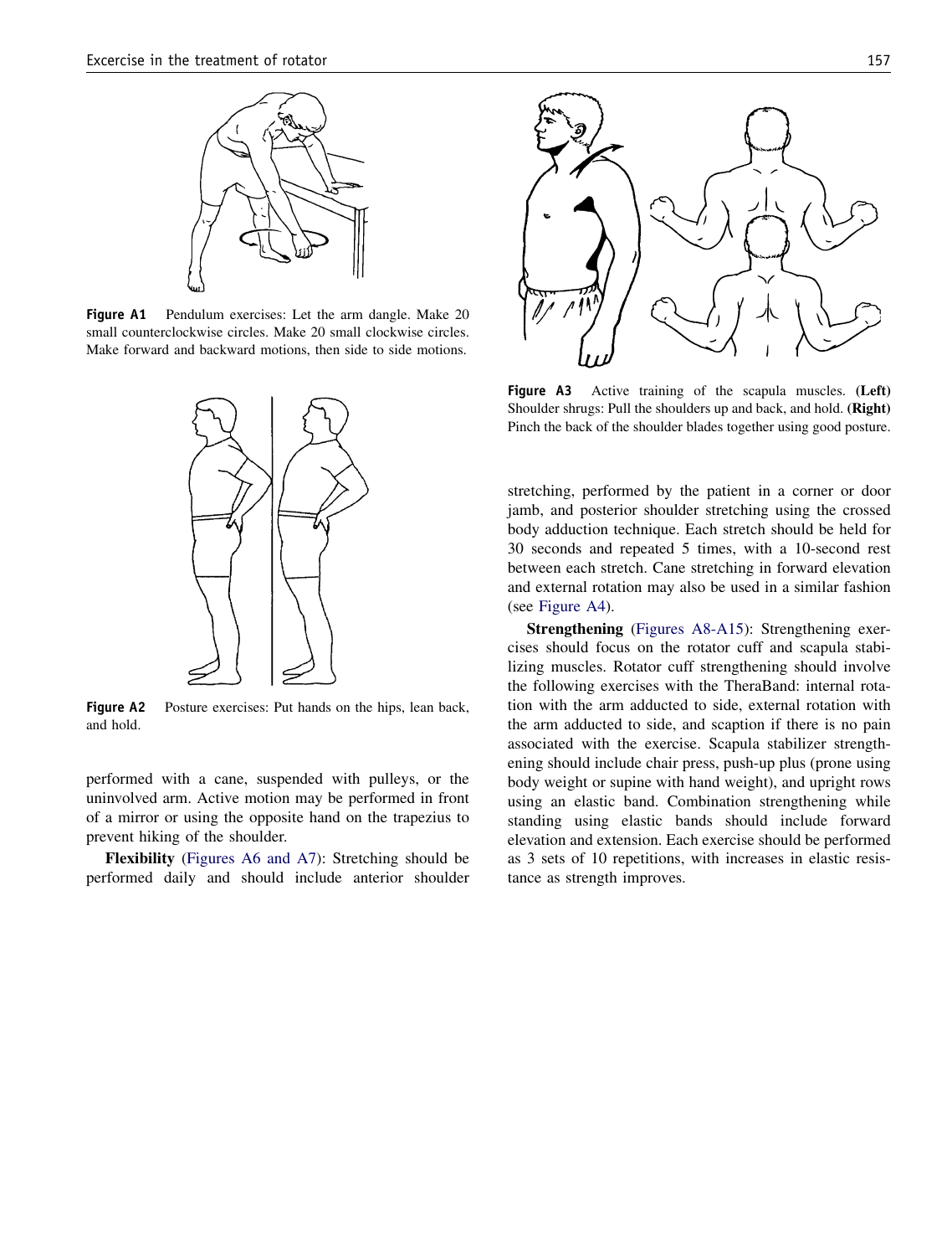Figure A1 Pendulum exercises: Let the arm dangle. Make 20 small counterclockwise circles. Make 20 small clockwise circles. Make forward and backward motions, then side to side motions.

Figure A2 Posture exercises: Put hands on the hips, lean back, and hold.

performed with a cane, suspended with pulleys, or the uninvolved arm. Active motion may be performed in front of a mirror or using the opposite hand on the trapezius to prevent hiking of the shoulder.

**Flexibility** (Figures A6 and A7): Stretching should be performed daily and should include anterior shoulder stretching, performed by the patient in a corner or door jamb, and posterior shoulder stretching using the crossed body adduction technique. Each stretch should be held for 30 seconds and repeated 5 times, with a 10-second rest between each stretch. Cane stretching in forward elevation and external rotation may also be used in a similar fashion (see Figure A4).

Figure A3 Active training of the scapula muscles. **(Left)** Shoulder shrugs: Pull the shoulders up and back, and hold. **(Right)** Pinch the back of the shoulder blades together using good posture.

**Strengthening** (Figures A8-A15): Strengthening exercises should focus on the rotator cuff and scapula stabilizing muscles. Rotator cuff strengthening should involve the following exercises with the TheraBand: internal rotation with the arm adducted to side, external rotation with the arm adducted to side, and scaption if there is no pain associated with the exercise. Scapula stabilizer strengthening should include chair press, push-up plus (prone using body weight or supine with hand weight), and upright rows using an elastic band. Combination strengthening while standing using elastic bands should include forward elevation and extension. Each exercise should be performed as 3 sets of 10 repetitions, with increases in elastic resistance as strength improves.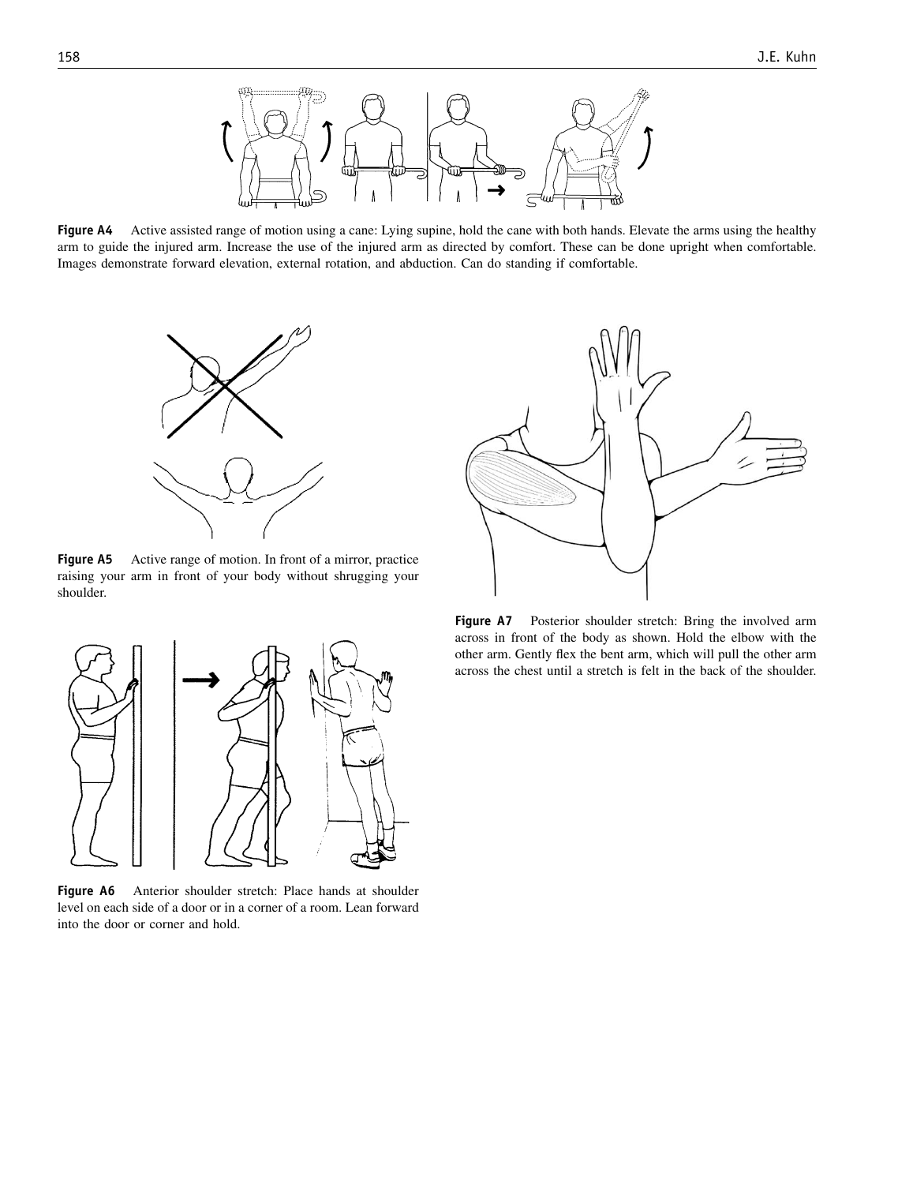**Figure A4** Active assisted range of motion using a cane: Lying supine, hold the cane with both hands. Elevate the arms using the healthy arm to guide the injured arm. Increase the use of the injured arm as directed by comfort. These can be done upright when comfortable. Images demonstrate forward elevation, external rotation, and abduction. Can do standing if comfortable.

**Figure A5** Active range of motion. In front of a mirror, practice raising your arm in front of your body without shrugging your shoulder.

**Figure A6** Anterior shoulder stretch: Place hands at shoulder level on each side of a door or in a corner of a room. Lean forward into the door or corner and hold.

**Figure A7** Posterior shoulder stretch: Bring the involved arm across in front of the body as shown. Hold the elbow with the other arm. Gently flex the bent arm, which will pull the other arm across the chest until a stretch is felt in the back of the shoulder.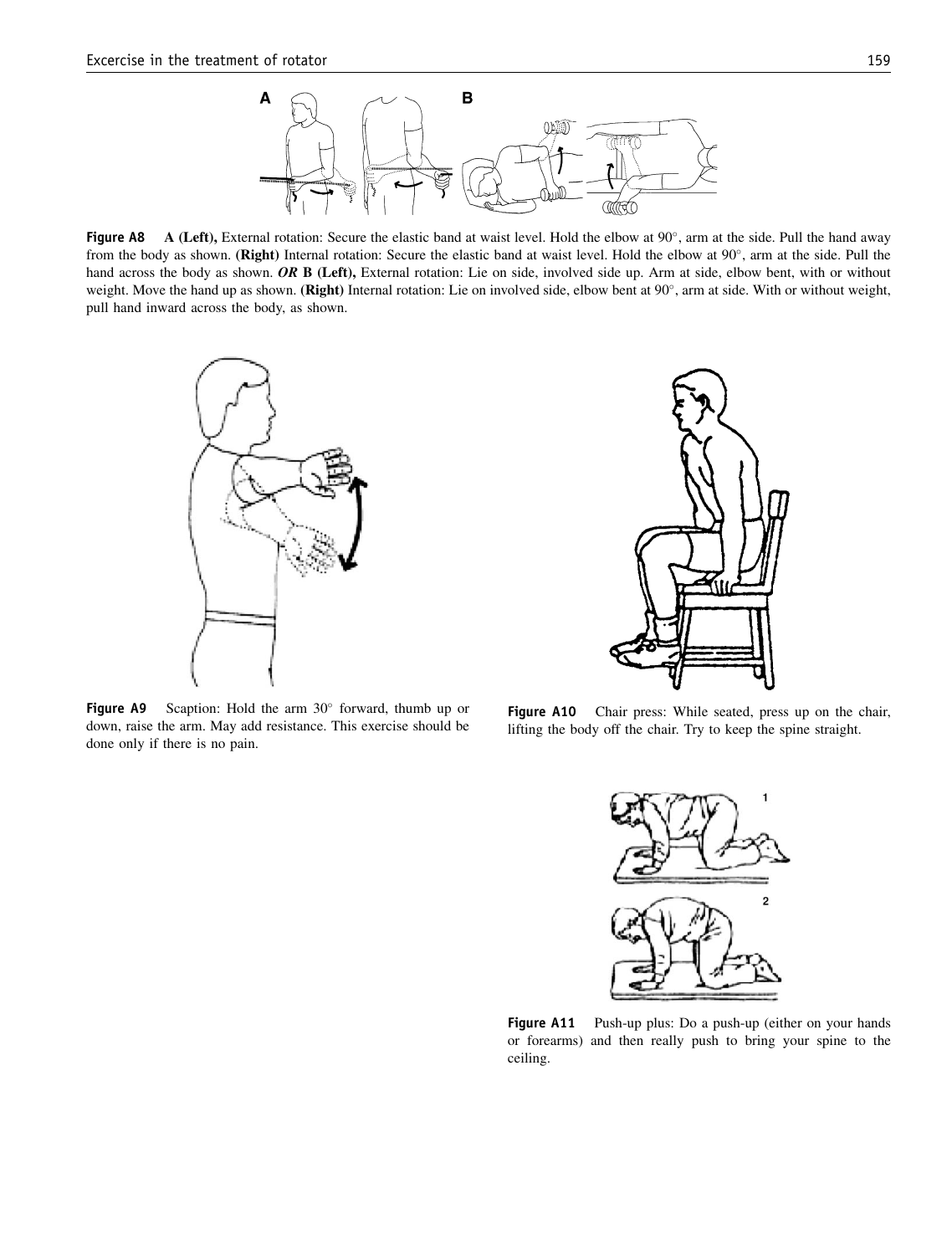**Figure A8** A **(Left),** External rotation: Secure the elastic band at waist level. Hold the elbow at 90°, arm at the side. Pull the hand away from the body as shown. **(Right)** Internal rotation: Secure the elastic band at waist level. Hold the elbow at 90°, arm at the side. Pull the hand across the body as shown. ***OR*** **B (Left),** External rotation: Lie on side, involved side up. Arm at side, elbow bent, with or without weight. Move the hand up as shown. **(Right)** Internal rotation: Lie on involved side, elbow bent at 90°, arm at side. With or without weight, pull hand inward across the body, as shown.

**Figure A9** Scaption: Hold the arm 30° forward, thumb up or down, raise the arm. May add resistance. This exercise should be done only if there is no pain.

**Figure A10** Chair press: While seated, press up on the chair, lifting the body off the chair. Try to keep the spine straight.

**Figure A11** Push-up plus: Do a push-up (either on your hands or forearms) and then really push to bring your spine to the ceiling.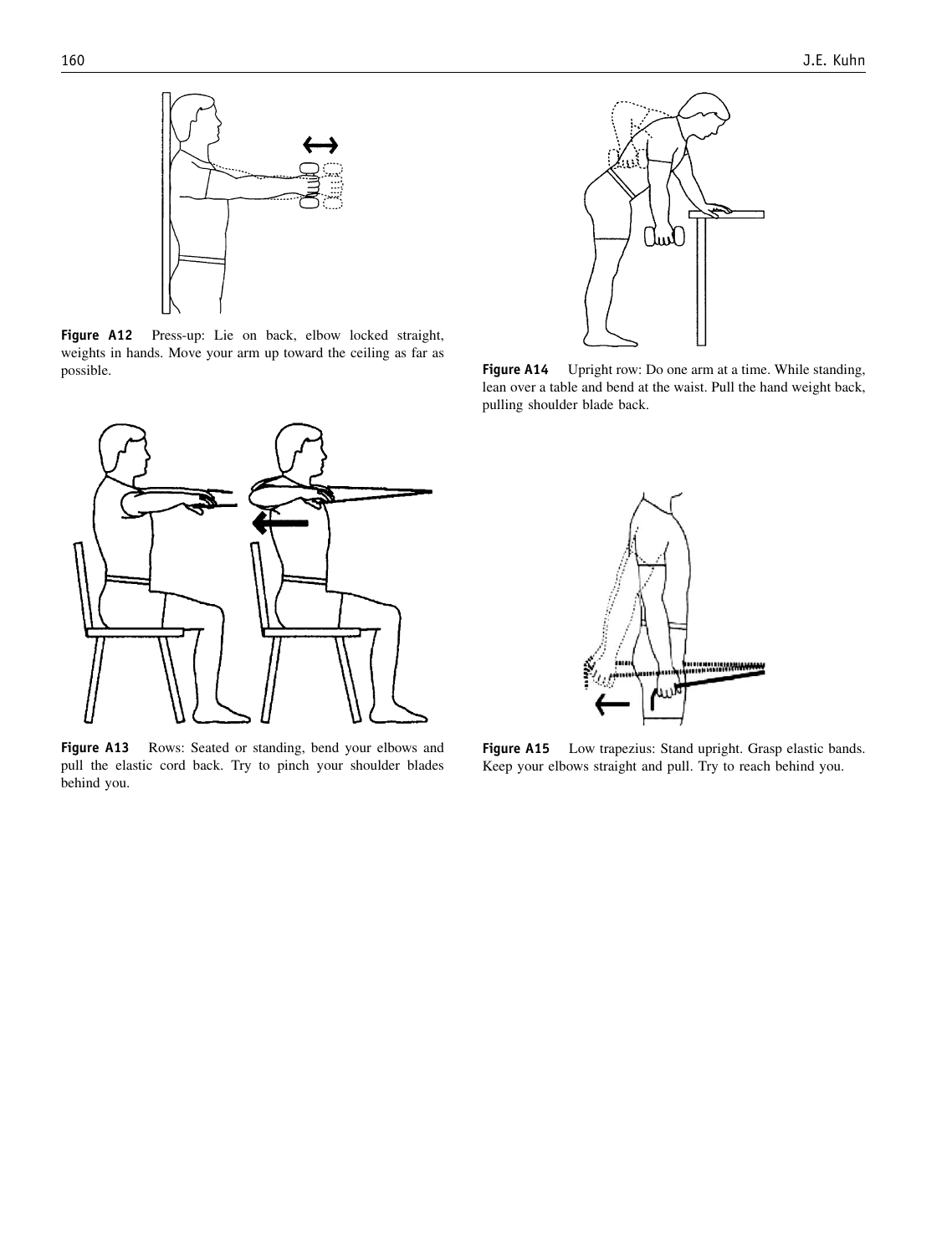**Figure A12** Press-up: Lie on back, elbow locked straight, weights in hands. Move your arm up toward the ceiling as far as possible.

**Figure A13** Rows: Seated or standing, bend your elbows and pull the elastic cord back. Try to pinch your shoulder blades behind you.

**Figure A14** Upright row: Do one arm at a time. While standing, lean over a table and bend at the waist. Pull the hand weight back, pulling shoulder blade back.

**Figure A15** Low trapezius: Stand upright. Grasp elastic bands. Keep your elbows straight and pull. Try to reach behind you.